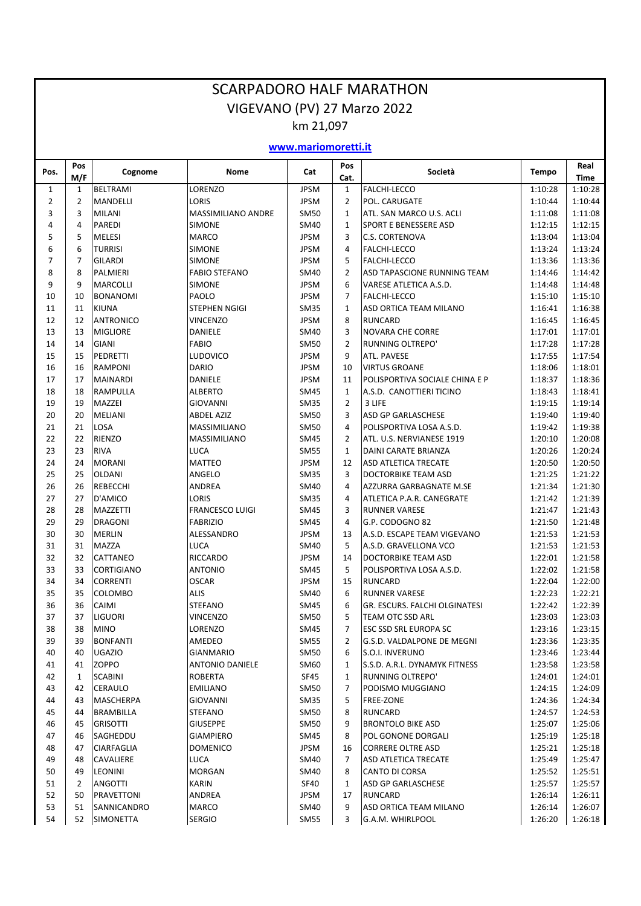# SCARPADORO HALF MARATHON

## VIGEVANO (PV) 27 Marzo 2022

km 21,097

**www.mariomoretti.it**

| Pos. | Pos M/F | Cognome | Nome | Cat | Pos Cat. | Società | Tempo | Real Time |
|---|---|---|---|---|---|---|---|---|
| 1 | 1 | BELTRAMI | LORENZO | JPSM | 1 | FALCHI-LECCO | 1:10:28 | 1:10:28 |
| 2 | 2 | MANDELLI | LORIS | JPSM | 2 | POL. CARUGATE | 1:10:44 | 1:10:44 |
| 3 | 3 | MILANI | MASSIMILIANO ANDRE | SM50 | 1 | ATL. SAN MARCO U.S. ACLI | 1:11:08 | 1:11:08 |
| 4 | 4 | PAREDI | SIMONE | SM40 | 1 | SPORT E BENESSERE ASD | 1:12:15 | 1:12:15 |
| 5 | 5 | MELESI | MARCO | JPSM | 3 | C.S. CORTENOVA | 1:13:04 | 1:13:04 |
| 6 | 6 | TURRISI | SIMONE | JPSM | 4 | FALCHI-LECCO | 1:13:24 | 1:13:24 |
| 7 | 7 | GILARDI | SIMONE | JPSM | 5 | FALCHI-LECCO | 1:13:36 | 1:13:36 |
| 8 | 8 | PALMIERI | FABIO STEFANO | SM40 | 2 | ASD TAPASCIONE RUNNING TEAM | 1:14:46 | 1:14:42 |
| 9 | 9 | MARCOLLI | SIMONE | JPSM | 6 | VARESE ATLETICA A.S.D. | 1:14:48 | 1:14:48 |
| 10 | 10 | BONANOMI | PAOLO | JPSM | 7 | FALCHI-LECCO | 1:15:10 | 1:15:10 |
| 11 | 11 | KIUNA | STEPHEN NGIGI | SM35 | 1 | ASD ORTICA TEAM MILANO | 1:16:41 | 1:16:38 |
| 12 | 12 | ANTRONICO | VINCENZO | JPSM | 8 | RUNCARD | 1:16:45 | 1:16:45 |
| 13 | 13 | MIGLIORE | DANIELE | SM40 | 3 | NOVARA CHE CORRE | 1:17:01 | 1:17:01 |
| 14 | 14 | GIANI | FABIO | SM50 | 2 | RUNNING OLTREPO' | 1:17:28 | 1:17:28 |
| 15 | 15 | PEDRETTI | LUDOVICO | JPSM | 9 | ATL. PAVESE | 1:17:55 | 1:17:54 |
| 16 | 16 | RAMPONI | DARIO | JPSM | 10 | VIRTUS GROANE | 1:18:06 | 1:18:01 |
| 17 | 17 | MAINARDI | DANIELE | JPSM | 11 | POLISPORTIVA SOCIALE CHINA E P | 1:18:37 | 1:18:36 |
| 18 | 18 | RAMPULLA | ALBERTO | SM45 | 1 | A.S.D. CANOTTIERI TICINO | 1:18:43 | 1:18:41 |
| 19 | 19 | MAZZEI | GIOVANNI | SM35 | 2 | 3 LIFE | 1:19:15 | 1:19:14 |
| 20 | 20 | MELIANI | ABDEL AZIZ | SM50 | 3 | ASD GP GARLASCHESE | 1:19:40 | 1:19:40 |
| 21 | 21 | LOSA | MASSIMILIANO | SM50 | 4 | POLISPORTIVA LOSA A.S.D. | 1:19:42 | 1:19:38 |
| 22 | 22 | RIENZO | MASSIMILIANO | SM45 | 2 | ATL. U.S. NERVIANESE 1919 | 1:20:10 | 1:20:08 |
| 23 | 23 | RIVA | LUCA | SM55 | 1 | DAINI CARATE BRIANZA | 1:20:26 | 1:20:24 |
| 24 | 24 | MORANI | MATTEO | JPSM | 12 | ASD ATLETICA TRECATE | 1:20:50 | 1:20:50 |
| 25 | 25 | OLDANI | ANGELO | SM35 | 3 | DOCTORBIKE TEAM ASD | 1:21:25 | 1:21:22 |
| 26 | 26 | REBECCHI | ANDREA | SM40 | 4 | AZZURRA GARBAGNATE M.SE | 1:21:34 | 1:21:30 |
| 27 | 27 | D'AMICO | LORIS | SM35 | 4 | ATLETICA P.A.R. CANEGRATE | 1:21:42 | 1:21:39 |
| 28 | 28 | MAZZETTI | FRANCESCO LUIGI | SM45 | 3 | RUNNER VARESE | 1:21:47 | 1:21:43 |
| 29 | 29 | DRAGONI | FABRIZIO | SM45 | 4 | G.P. CODOGNO 82 | 1:21:50 | 1:21:48 |
| 30 | 30 | MERLIN | ALESSANDRO | JPSM | 13 | A.S.D. ESCAPE TEAM VIGEVANO | 1:21:53 | 1:21:53 |
| 31 | 31 | MAZZA | LUCA | SM40 | 5 | A.S.D. GRAVELLONA VCO | 1:21:53 | 1:21:53 |
| 32 | 32 | CATTANEO | RICCARDO | JPSM | 14 | DOCTORBIKE TEAM ASD | 1:22:01 | 1:21:58 |
| 33 | 33 | CORTIGIANO | ANTONIO | SM45 | 5 | POLISPORTIVA LOSA A.S.D. | 1:22:02 | 1:21:58 |
| 34 | 34 | CORRENTI | OSCAR | JPSM | 15 | RUNCARD | 1:22:04 | 1:22:00 |
| 35 | 35 | COLOMBO | ALIS | SM40 | 6 | RUNNER VARESE | 1:22:23 | 1:22:21 |
| 36 | 36 | CAIMI | STEFANO | SM45 | 6 | GR. ESCURS. FALCHI OLGINATESI | 1:22:42 | 1:22:39 |
| 37 | 37 | LIGUORI | VINCENZO | SM50 | 5 | TEAM OTC SSD ARL | 1:23:03 | 1:23:03 |
| 38 | 38 | MINO | LORENZO | SM45 | 7 | ESC SSD SRL EUROPA SC | 1:23:16 | 1:23:15 |
| 39 | 39 | BONFANTI | AMEDEO | SM55 | 2 | G.S.D. VALDALPONE DE MEGNI | 1:23:36 | 1:23:35 |
| 40 | 40 | UGAZIO | GIANMARIO | SM50 | 6 | S.O.I. INVERUNO | 1:23:46 | 1:23:44 |
| 41 | 41 | ZOPPO | ANTONIO DANIELE | SM60 | 1 | S.S.D. A.R.L. DYNAMYK FITNESS | 1:23:58 | 1:23:58 |
| 42 | 1 | SCABINI | ROBERTA | SF45 | 1 | RUNNING OLTREPO' | 1:24:01 | 1:24:01 |
| 43 | 42 | CERAULO | EMILIANO | SM50 | 7 | PODISMO MUGGIANO | 1:24:15 | 1:24:09 |
| 44 | 43 | MASCHERPA | GIOVANNI | SM35 | 5 | FREE-ZONE | 1:24:36 | 1:24:34 |
| 45 | 44 | BRAMBILLA | STEFANO | SM50 | 8 | RUNCARD | 1:24:57 | 1:24:53 |
| 46 | 45 | GRISOTTI | GIUSEPPE | SM50 | 9 | BRONTOLO BIKE ASD | 1:25:07 | 1:25:06 |
| 47 | 46 | SAGHEDDU | GIAMPIERO | SM45 | 8 | POL GONONE DORGALI | 1:25:19 | 1:25:18 |
| 48 | 47 | CIARFAGLIA | DOMENICO | JPSM | 16 | CORRERE OLTRE ASD | 1:25:21 | 1:25:18 |
| 49 | 48 | CAVALIERE | LUCA | SM40 | 7 | ASD ATLETICA TRECATE | 1:25:49 | 1:25:47 |
| 50 | 49 | LEONINI | MORGAN | SM40 | 8 | CANTO DI CORSA | 1:25:52 | 1:25:51 |
| 51 | 2 | ANGOTTI | KARIN | SF40 | 1 | ASD GP GARLASCHESE | 1:25:57 | 1:25:57 |
| 52 | 50 | PRAVETTONI | ANDREA | JPSM | 17 | RUNCARD | 1:26:14 | 1:26:11 |
| 53 | 51 | SANNICANDRO | MARCO | SM40 | 9 | ASD ORTICA TEAM MILANO | 1:26:14 | 1:26:07 |
| 54 | 52 | SIMONETTA | SERGIO | SM55 | 3 | G.A.M. WHIRLPOOL | 1:26:20 | 1:26:18 |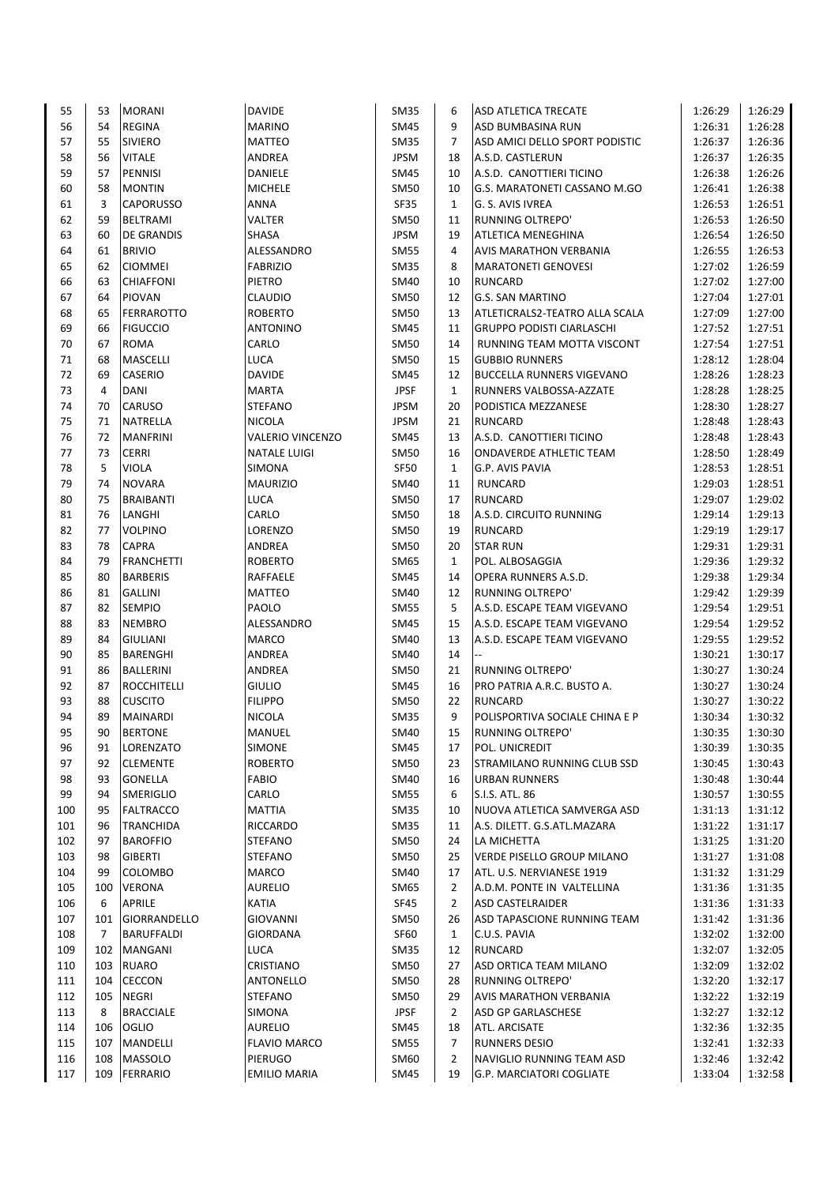| | | | | | | | | |
|---|---|---|---|---|---|---|---|---|
| 55 | 53 | MORANI | DAVIDE | SM35 | 6 | ASD ATLETICA TRECATE | 1:26:29 | 1:26:29 |
| 56 | 54 | REGINA | MARINO | SM45 | 9 | ASD BUMBASINA RUN | 1:26:31 | 1:26:28 |
| 57 | 55 | SIVIERO | MATTEO | SM35 | 7 | ASD AMICI DELLO SPORT PODISTIC | 1:26:37 | 1:26:36 |
| 58 | 56 | VITALE | ANDREA | JPSM | 18 | A.S.D. CASTLERUN | 1:26:37 | 1:26:35 |
| 59 | 57 | PENNISI | DANIELE | SM45 | 10 | A.S.D. CANOTTIERI TICINO | 1:26:38 | 1:26:26 |
| 60 | 58 | MONTIN | MICHELE | SM50 | 10 | G.S. MARATONETI CASSANO M.GO | 1:26:41 | 1:26:38 |
| 61 | 3 | CAPORUSSO | ANNA | SF35 | 1 | G. S. AVIS IVREA | 1:26:53 | 1:26:51 |
| 62 | 59 | BELTRAMI | VALTER | SM50 | 11 | RUNNING OLTREPO' | 1:26:53 | 1:26:50 |
| 63 | 60 | DE GRANDIS | SHASA | JPSM | 19 | ATLETICA MENEGHINA | 1:26:54 | 1:26:50 |
| 64 | 61 | BRIVIO | ALESSANDRO | SM55 | 4 | AVIS MARATHON VERBANIA | 1:26:55 | 1:26:53 |
| 65 | 62 | CIOMMEI | FABRIZIO | SM35 | 8 | MARATONETI GENOVESI | 1:27:02 | 1:26:59 |
| 66 | 63 | CHIAFFONI | PIETRO | SM40 | 10 | RUNCARD | 1:27:02 | 1:27:00 |
| 67 | 64 | PIOVAN | CLAUDIO | SM50 | 12 | G.S. SAN MARTINO | 1:27:04 | 1:27:01 |
| 68 | 65 | FERRAROTTO | ROBERTO | SM50 | 13 | ATLETICRALS2-TEATRO ALLA SCALA | 1:27:09 | 1:27:00 |
| 69 | 66 | FIGUCCIO | ANTONINO | SM45 | 11 | GRUPPO PODISTI CIARLASCHI | 1:27:52 | 1:27:51 |
| 70 | 67 | ROMA | CARLO | SM50 | 14 | RUNNING TEAM MOTTA VISCONT | 1:27:54 | 1:27:51 |
| 71 | 68 | MASCELLI | LUCA | SM50 | 15 | GUBBIO RUNNERS | 1:28:12 | 1:28:04 |
| 72 | 69 | CASERIO | DAVIDE | SM45 | 12 | BUCCELLA RUNNERS VIGEVANO | 1:28:26 | 1:28:23 |
| 73 | 4 | DANI | MARTA | JPSF | 1 | RUNNERS VALBOSSA-AZZATE | 1:28:28 | 1:28:25 |
| 74 | 70 | CARUSO | STEFANO | JPSM | 20 | PODISTICA MEZZANESE | 1:28:30 | 1:28:27 |
| 75 | 71 | NATRELLA | NICOLA | JPSM | 21 | RUNCARD | 1:28:48 | 1:28:43 |
| 76 | 72 | MANFRINI | VALERIO VINCENZO | SM45 | 13 | A.S.D. CANOTTIERI TICINO | 1:28:48 | 1:28:43 |
| 77 | 73 | CERRI | NATALE LUIGI | SM50 | 16 | ONDAVERDE ATHLETIC TEAM | 1:28:50 | 1:28:49 |
| 78 | 5 | VIOLA | SIMONA | SF50 | 1 | G.P. AVIS PAVIA | 1:28:53 | 1:28:51 |
| 79 | 74 | NOVARA | MAURIZIO | SM40 | 11 | RUNCARD | 1:29:03 | 1:28:51 |
| 80 | 75 | BRAIBANTI | LUCA | SM50 | 17 | RUNCARD | 1:29:07 | 1:29:02 |
| 81 | 76 | LANGHI | CARLO | SM50 | 18 | A.S.D. CIRCUITO RUNNING | 1:29:14 | 1:29:13 |
| 82 | 77 | VOLPINO | LORENZO | SM50 | 19 | RUNCARD | 1:29:19 | 1:29:17 |
| 83 | 78 | CAPRA | ANDREA | SM50 | 20 | STAR RUN | 1:29:31 | 1:29:31 |
| 84 | 79 | FRANCHETTI | ROBERTO | SM65 | 1 | POL. ALBOSAGGIA | 1:29:36 | 1:29:32 |
| 85 | 80 | BARBERIS | RAFFAELE | SM45 | 14 | OPERA RUNNERS A.S.D. | 1:29:38 | 1:29:34 |
| 86 | 81 | GALLINI | MATTEO | SM40 | 12 | RUNNING OLTREPO' | 1:29:42 | 1:29:39 |
| 87 | 82 | SEMPIO | PAOLO | SM55 | 5 | A.S.D. ESCAPE TEAM VIGEVANO | 1:29:54 | 1:29:51 |
| 88 | 83 | NEMBRO | ALESSANDRO | SM45 | 15 | A.S.D. ESCAPE TEAM VIGEVANO | 1:29:54 | 1:29:52 |
| 89 | 84 | GIULIANI | MARCO | SM40 | 13 | A.S.D. ESCAPE TEAM VIGEVANO | 1:29:55 | 1:29:52 |
| 90 | 85 | BARENGHI | ANDREA | SM40 | 14 | -- | 1:30:21 | 1:30:17 |
| 91 | 86 | BALLERINI | ANDREA | SM50 | 21 | RUNNING OLTREPO' | 1:30:27 | 1:30:24 |
| 92 | 87 | ROCCHITELLI | GIULIO | SM45 | 16 | PRO PATRIA A.R.C. BUSTO A. | 1:30:27 | 1:30:24 |
| 93 | 88 | CUSCITO | FILIPPO | SM50 | 22 | RUNCARD | 1:30:27 | 1:30:22 |
| 94 | 89 | MAINARDI | NICOLA | SM35 | 9 | POLISPORTIVA SOCIALE CHINA E P | 1:30:34 | 1:30:32 |
| 95 | 90 | BERTONE | MANUEL | SM40 | 15 | RUNNING OLTREPO' | 1:30:35 | 1:30:30 |
| 96 | 91 | LORENZATO | SIMONE | SM45 | 17 | POL. UNICREDIT | 1:30:39 | 1:30:35 |
| 97 | 92 | CLEMENTE | ROBERTO | SM50 | 23 | STRAMILANO RUNNING CLUB SSD | 1:30:45 | 1:30:43 |
| 98 | 93 | GONELLA | FABIO | SM40 | 16 | URBAN RUNNERS | 1:30:48 | 1:30:44 |
| 99 | 94 | SMERIGLIO | CARLO | SM55 | 6 | S.I.S. ATL. 86 | 1:30:57 | 1:30:55 |
| 100 | 95 | FALTRACCO | MATTIA | SM35 | 10 | NUOVA ATLETICA SAMVERGA ASD | 1:31:13 | 1:31:12 |
| 101 | 96 | TRANCHIDA | RICCARDO | SM35 | 11 | A.S. DILETT. G.S.ATL.MAZARA | 1:31:22 | 1:31:17 |
| 102 | 97 | BAROFFIO | STEFANO | SM50 | 24 | LA MICHETTA | 1:31:25 | 1:31:20 |
| 103 | 98 | GIBERTI | STEFANO | SM50 | 25 | VERDE PISELLO GROUP MILANO | 1:31:27 | 1:31:08 |
| 104 | 99 | COLOMBO | MARCO | SM40 | 17 | ATL. U.S. NERVIANESE 1919 | 1:31:32 | 1:31:29 |
| 105 | 100 | VERONA | AURELIO | SM65 | 2 | A.D.M. PONTE IN VALTELLINA | 1:31:36 | 1:31:35 |
| 106 | 6 | APRILE | KATIA | SF45 | 2 | ASD CASTELRAIDER | 1:31:36 | 1:31:33 |
| 107 | 101 | GIORRANDELLO | GIOVANNI | SM50 | 26 | ASD TAPASCIONE RUNNING TEAM | 1:31:42 | 1:31:36 |
| 108 | 7 | BARUFFALDI | GIORDANA | SF60 | 1 | C.U.S. PAVIA | 1:32:02 | 1:32:00 |
| 109 | 102 | MANGANI | LUCA | SM35 | 12 | RUNCARD | 1:32:07 | 1:32:05 |
| 110 | 103 | RUARO | CRISTIANO | SM50 | 27 | ASD ORTICA TEAM MILANO | 1:32:09 | 1:32:02 |
| 111 | 104 | CECCON | ANTONELLO | SM50 | 28 | RUNNING OLTREPO' | 1:32:20 | 1:32:17 |
| 112 | 105 | NEGRI | STEFANO | SM50 | 29 | AVIS MARATHON VERBANIA | 1:32:22 | 1:32:19 |
| 113 | 8 | BRACCIALE | SIMONA | JPSF | 2 | ASD GP GARLASCHESE | 1:32:27 | 1:32:12 |
| 114 | 106 | OGLIO | AURELIO | SM45 | 18 | ATL. ARCISATE | 1:32:36 | 1:32:35 |
| 115 | 107 | MANDELLI | FLAVIO MARCO | SM55 | 7 | RUNNERS DESIO | 1:32:41 | 1:32:33 |
| 116 | 108 | MASSOLO | PIERUGO | SM60 | 2 | NAVIGLIO RUNNING TEAM ASD | 1:32:46 | 1:32:42 |
| 117 | 109 | FERRARIO | EMILIO MARIA | SM45 | 19 | G.P. MARCIATORI COGLIATE | 1:33:04 | 1:32:58 |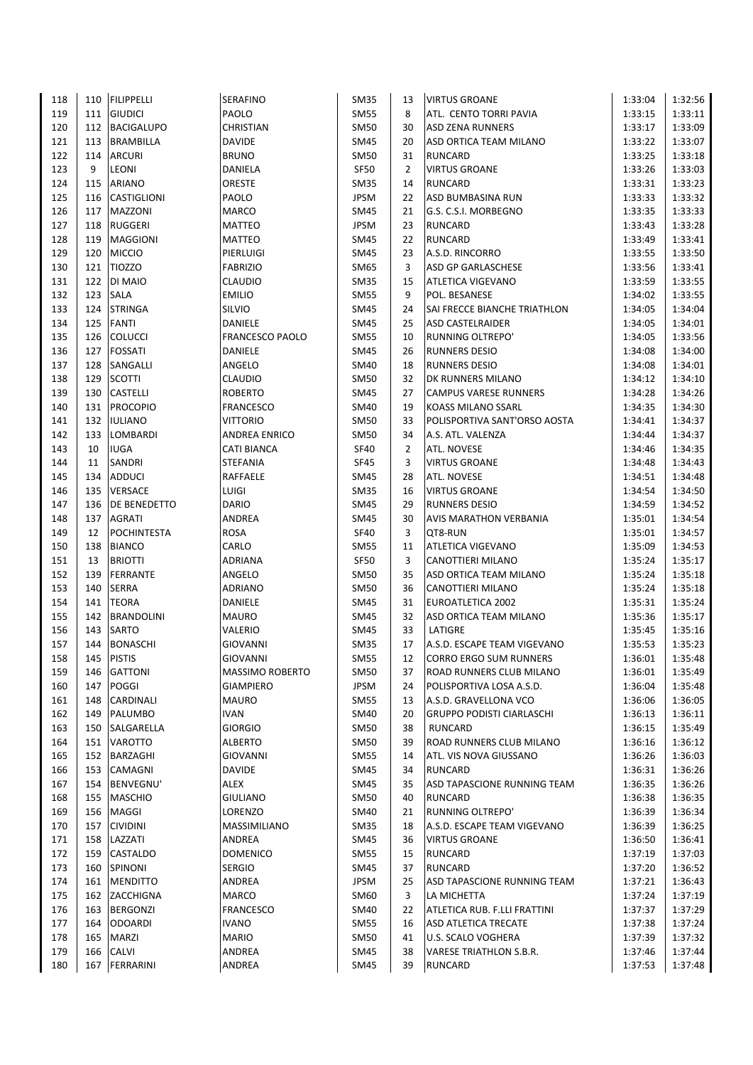| | | | | | | | | |
|---|---|---|---|---|---|---|---|---|
| 118 | 110 | FILIPPELLI | SERAFINO | SM35 | 13 | VIRTUS GROANE | 1:33:04 | 1:32:56 |
| 119 | 111 | GIUDICI | PAOLO | SM55 | 8 | ATL. CENTO TORRI PAVIA | 1:33:15 | 1:33:11 |
| 120 | 112 | BACIGALUPO | CHRISTIAN | SM50 | 30 | ASD ZENA RUNNERS | 1:33:17 | 1:33:09 |
| 121 | 113 | BRAMBILLA | DAVIDE | SM45 | 20 | ASD ORTICA TEAM MILANO | 1:33:22 | 1:33:07 |
| 122 | 114 | ARCURI | BRUNO | SM50 | 31 | RUNCARD | 1:33:25 | 1:33:18 |
| 123 | 9 | LEONI | DANIELA | SF50 | 2 | VIRTUS GROANE | 1:33:26 | 1:33:03 |
| 124 | 115 | ARIANO | ORESTE | SM35 | 14 | RUNCARD | 1:33:31 | 1:33:23 |
| 125 | 116 | CASTIGLIONI | PAOLO | JPSM | 22 | ASD BUMBASINA RUN | 1:33:33 | 1:33:32 |
| 126 | 117 | MAZZONI | MARCO | SM45 | 21 | G.S. C.S.I. MORBEGNO | 1:33:35 | 1:33:33 |
| 127 | 118 | RUGGERI | MATTEO | JPSM | 23 | RUNCARD | 1:33:43 | 1:33:28 |
| 128 | 119 | MAGGIONI | MATTEO | SM45 | 22 | RUNCARD | 1:33:49 | 1:33:41 |
| 129 | 120 | MICCIO | PIERLUIGI | SM45 | 23 | A.S.D. RINCORRO | 1:33:55 | 1:33:50 |
| 130 | 121 | TIOZZO | FABRIZIO | SM65 | 3 | ASD GP GARLASCHESE | 1:33:56 | 1:33:41 |
| 131 | 122 | DI MAIO | CLAUDIO | SM35 | 15 | ATLETICA VIGEVANO | 1:33:59 | 1:33:55 |
| 132 | 123 | SALA | EMILIO | SM55 | 9 | POL. BESANESE | 1:34:02 | 1:33:55 |
| 133 | 124 | STRINGA | SILVIO | SM45 | 24 | SAI FRECCE BIANCHE TRIATHLON | 1:34:05 | 1:34:04 |
| 134 | 125 | FANTI | DANIELE | SM45 | 25 | ASD CASTELRAIDER | 1:34:05 | 1:34:01 |
| 135 | 126 | COLUCCI | FRANCESCO PAOLO | SM55 | 10 | RUNNING OLTREPO' | 1:34:05 | 1:33:56 |
| 136 | 127 | FOSSATI | DANIELE | SM45 | 26 | RUNNERS DESIO | 1:34:08 | 1:34:00 |
| 137 | 128 | SANGALLI | ANGELO | SM40 | 18 | RUNNERS DESIO | 1:34:08 | 1:34:01 |
| 138 | 129 | SCOTTI | CLAUDIO | SM50 | 32 | DK RUNNERS MILANO | 1:34:12 | 1:34:10 |
| 139 | 130 | CASTELLI | ROBERTO | SM45 | 27 | CAMPUS VARESE RUNNERS | 1:34:28 | 1:34:26 |
| 140 | 131 | PROCOPIO | FRANCESCO | SM40 | 19 | KOASS MILANO SSARL | 1:34:35 | 1:34:30 |
| 141 | 132 | IULIANO | VITTORIO | SM50 | 33 | POLISPORTIVA SANT'ORSO AOSTA | 1:34:41 | 1:34:37 |
| 142 | 133 | LOMBARDI | ANDREA ENRICO | SM50 | 34 | A.S. ATL. VALENZA | 1:34:44 | 1:34:37 |
| 143 | 10 | IUGA | CATI BIANCA | SF40 | 2 | ATL. NOVESE | 1:34:46 | 1:34:35 |
| 144 | 11 | SANDRI | STEFANIA | SF45 | 3 | VIRTUS GROANE | 1:34:48 | 1:34:43 |
| 145 | 134 | ADDUCI | RAFFAELE | SM45 | 28 | ATL. NOVESE | 1:34:51 | 1:34:48 |
| 146 | 135 | VERSACE | LUIGI | SM35 | 16 | VIRTUS GROANE | 1:34:54 | 1:34:50 |
| 147 | 136 | DE BENEDETTO | DARIO | SM45 | 29 | RUNNERS DESIO | 1:34:59 | 1:34:52 |
| 148 | 137 | AGRATI | ANDREA | SM45 | 30 | AVIS MARATHON VERBANIA | 1:35:01 | 1:34:54 |
| 149 | 12 | POCHINTESTA | ROSA | SF40 | 3 | QT8-RUN | 1:35:01 | 1:34:57 |
| 150 | 138 | BIANCO | CARLO | SM55 | 11 | ATLETICA VIGEVANO | 1:35:09 | 1:34:53 |
| 151 | 13 | BRIOTTI | ADRIANA | SF50 | 3 | CANOTTIERI MILANO | 1:35:24 | 1:35:17 |
| 152 | 139 | FERRANTE | ANGELO | SM50 | 35 | ASD ORTICA TEAM MILANO | 1:35:24 | 1:35:18 |
| 153 | 140 | SERRA | ADRIANO | SM50 | 36 | CANOTTIERI MILANO | 1:35:24 | 1:35:18 |
| 154 | 141 | TEORA | DANIELE | SM45 | 31 | EUROATLETICA 2002 | 1:35:31 | 1:35:24 |
| 155 | 142 | BRANDOLINI | MAURO | SM45 | 32 | ASD ORTICA TEAM MILANO | 1:35:36 | 1:35:17 |
| 156 | 143 | SARTO | VALERIO | SM45 | 33 | LATIGRE | 1:35:45 | 1:35:16 |
| 157 | 144 | BONASCHI | GIOVANNI | SM35 | 17 | A.S.D. ESCAPE TEAM VIGEVANO | 1:35:53 | 1:35:23 |
| 158 | 145 | PISTIS | GIOVANNI | SM55 | 12 | CORRO ERGO SUM RUNNERS | 1:36:01 | 1:35:48 |
| 159 | 146 | GATTONI | MASSIMO ROBERTO | SM50 | 37 | ROAD RUNNERS CLUB MILANO | 1:36:01 | 1:35:49 |
| 160 | 147 | POGGI | GIAMPIERO | JPSM | 24 | POLISPORTIVA LOSA A.S.D. | 1:36:04 | 1:35:48 |
| 161 | 148 | CARDINALI | MAURO | SM55 | 13 | A.S.D. GRAVELLONA VCO | 1:36:06 | 1:36:05 |
| 162 | 149 | PALUMBO | IVAN | SM40 | 20 | GRUPPO PODISTI CIARLASCHI | 1:36:13 | 1:36:11 |
| 163 | 150 | SALGARELLA | GIORGIO | SM50 | 38 | RUNCARD | 1:36:15 | 1:35:49 |
| 164 | 151 | VAROTTO | ALBERTO | SM50 | 39 | ROAD RUNNERS CLUB MILANO | 1:36:16 | 1:36:12 |
| 165 | 152 | BARZAGHI | GIOVANNI | SM55 | 14 | ATL. VIS NOVA GIUSSANO | 1:36:26 | 1:36:03 |
| 166 | 153 | CAMAGNI | DAVIDE | SM45 | 34 | RUNCARD | 1:36:31 | 1:36:26 |
| 167 | 154 | BENVEGNU' | ALEX | SM45 | 35 | ASD TAPASCIONE RUNNING TEAM | 1:36:35 | 1:36:26 |
| 168 | 155 | MASCHIO | GIULIANO | SM50 | 40 | RUNCARD | 1:36:38 | 1:36:35 |
| 169 | 156 | MAGGI | LORENZO | SM40 | 21 | RUNNING OLTREPO' | 1:36:39 | 1:36:34 |
| 170 | 157 | CIVIDINI | MASSIMILIANO | SM35 | 18 | A.S.D. ESCAPE TEAM VIGEVANO | 1:36:39 | 1:36:25 |
| 171 | 158 | LAZZATI | ANDREA | SM45 | 36 | VIRTUS GROANE | 1:36:50 | 1:36:41 |
| 172 | 159 | CASTALDO | DOMENICO | SM55 | 15 | RUNCARD | 1:37:19 | 1:37:03 |
| 173 | 160 | SPINONI | SERGIO | SM45 | 37 | RUNCARD | 1:37:20 | 1:36:52 |
| 174 | 161 | MENDITTO | ANDREA | JPSM | 25 | ASD TAPASCIONE RUNNING TEAM | 1:37:21 | 1:36:43 |
| 175 | 162 | ZACCHIGNA | MARCO | SM60 | 3 | LA MICHETTA | 1:37:24 | 1:37:19 |
| 176 | 163 | BERGONZI | FRANCESCO | SM40 | 22 | ATLETICA RUB. F.LLI FRATTINI | 1:37:37 | 1:37:29 |
| 177 | 164 | ODOARDI | IVANO | SM55 | 16 | ASD ATLETICA TRECATE | 1:37:38 | 1:37:24 |
| 178 | 165 | MARZI | MARIO | SM50 | 41 | U.S. SCALO VOGHERA | 1:37:39 | 1:37:32 |
| 179 | 166 | CALVI | ANDREA | SM45 | 38 | VARESE TRIATHLON S.B.R. | 1:37:46 | 1:37:44 |
| 180 | 167 | FERRARINI | ANDREA | SM45 | 39 | RUNCARD | 1:37:53 | 1:37:48 |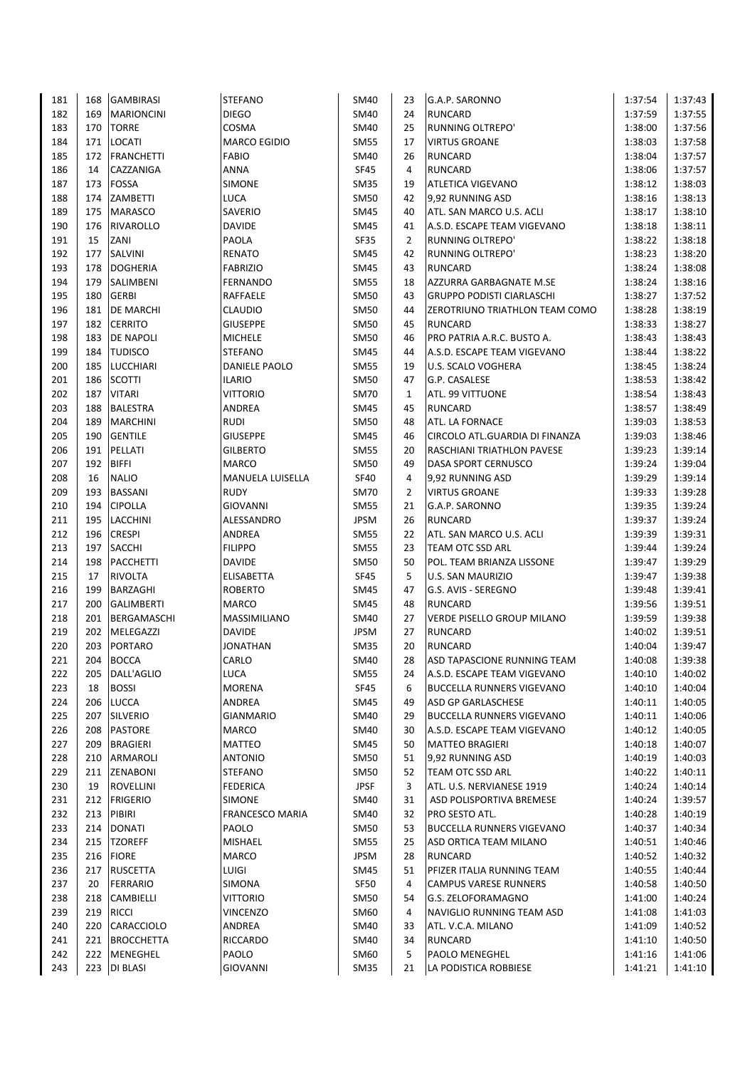| | | | | | | | | |
|---|---|---|---|---|---|---|---|---|
| 181 | 168 | GAMBIRASI | STEFANO | SM40 | 23 | G.A.P. SARONNO | 1:37:54 | 1:37:43 |
| 182 | 169 | MARIONCINI | DIEGO | SM40 | 24 | RUNCARD | 1:37:59 | 1:37:55 |
| 183 | 170 | TORRE | COSMA | SM40 | 25 | RUNNING OLTREPO' | 1:38:00 | 1:37:56 |
| 184 | 171 | LOCATI | MARCO EGIDIO | SM55 | 17 | VIRTUS GROANE | 1:38:03 | 1:37:58 |
| 185 | 172 | FRANCHETTI | FABIO | SM40 | 26 | RUNCARD | 1:38:04 | 1:37:57 |
| 186 | 14 | CAZZANIGA | ANNA | SF45 | 4 | RUNCARD | 1:38:06 | 1:37:57 |
| 187 | 173 | FOSSA | SIMONE | SM35 | 19 | ATLETICA VIGEVANO | 1:38:12 | 1:38:03 |
| 188 | 174 | ZAMBETTI | LUCA | SM50 | 42 | 9,92 RUNNING ASD | 1:38:16 | 1:38:13 |
| 189 | 175 | MARASCO | SAVERIO | SM45 | 40 | ATL. SAN MARCO U.S. ACLI | 1:38:17 | 1:38:10 |
| 190 | 176 | RIVAROLLO | DAVIDE | SM45 | 41 | A.S.D. ESCAPE TEAM VIGEVANO | 1:38:18 | 1:38:11 |
| 191 | 15 | ZANI | PAOLA | SF35 | 2 | RUNNING OLTREPO' | 1:38:22 | 1:38:18 |
| 192 | 177 | SALVINI | RENATO | SM45 | 42 | RUNNING OLTREPO' | 1:38:23 | 1:38:20 |
| 193 | 178 | DOGHERIA | FABRIZIO | SM45 | 43 | RUNCARD | 1:38:24 | 1:38:08 |
| 194 | 179 | SALIMBENI | FERNANDO | SM55 | 18 | AZZURRA GARBAGNATE M.SE | 1:38:24 | 1:38:16 |
| 195 | 180 | GERBI | RAFFAELE | SM50 | 43 | GRUPPO PODISTI CIARLASCHI | 1:38:27 | 1:37:52 |
| 196 | 181 | DE MARCHI | CLAUDIO | SM50 | 44 | ZEROTRIUNO TRIATHLON TEAM COMO | 1:38:28 | 1:38:19 |
| 197 | 182 | CERRITO | GIUSEPPE | SM50 | 45 | RUNCARD | 1:38:33 | 1:38:27 |
| 198 | 183 | DE NAPOLI | MICHELE | SM50 | 46 | PRO PATRIA A.R.C. BUSTO A. | 1:38:43 | 1:38:43 |
| 199 | 184 | TUDISCO | STEFANO | SM45 | 44 | A.S.D. ESCAPE TEAM VIGEVANO | 1:38:44 | 1:38:22 |
| 200 | 185 | LUCCHIARI | DANIELE PAOLO | SM55 | 19 | U.S. SCALO VOGHERA | 1:38:45 | 1:38:24 |
| 201 | 186 | SCOTTI | ILARIO | SM50 | 47 | G.P. CASALESE | 1:38:53 | 1:38:42 |
| 202 | 187 | VITARI | VITTORIO | SM70 | 1 | ATL. 99 VITTUONE | 1:38:54 | 1:38:43 |
| 203 | 188 | BALESTRA | ANDREA | SM45 | 45 | RUNCARD | 1:38:57 | 1:38:49 |
| 204 | 189 | MARCHINI | RUDI | SM50 | 48 | ATL. LA FORNACE | 1:39:03 | 1:38:53 |
| 205 | 190 | GENTILE | GIUSEPPE | SM45 | 46 | CIRCOLO ATL.GUARDIA DI FINANZA | 1:39:03 | 1:38:46 |
| 206 | 191 | PELLATI | GILBERTO | SM55 | 20 | RASCHIANI TRIATHLON PAVESE | 1:39:23 | 1:39:14 |
| 207 | 192 | BIFFI | MARCO | SM50 | 49 | DASA SPORT CERNUSCO | 1:39:24 | 1:39:04 |
| 208 | 16 | NALIO | MANUELA LUISELLA | SF40 | 4 | 9,92 RUNNING ASD | 1:39:29 | 1:39:14 |
| 209 | 193 | BASSANI | RUDY | SM70 | 2 | VIRTUS GROANE | 1:39:33 | 1:39:28 |
| 210 | 194 | CIPOLLA | GIOVANNI | SM55 | 21 | G.A.P. SARONNO | 1:39:35 | 1:39:24 |
| 211 | 195 | LACCHINI | ALESSANDRO | JPSM | 26 | RUNCARD | 1:39:37 | 1:39:24 |
| 212 | 196 | CRESPI | ANDREA | SM55 | 22 | ATL. SAN MARCO U.S. ACLI | 1:39:39 | 1:39:31 |
| 213 | 197 | SACCHI | FILIPPO | SM55 | 23 | TEAM OTC SSD ARL | 1:39:44 | 1:39:24 |
| 214 | 198 | PACCHETTI | DAVIDE | SM50 | 50 | POL. TEAM BRIANZA LISSONE | 1:39:47 | 1:39:29 |
| 215 | 17 | RIVOLTA | ELISABETTA | SF45 | 5 | U.S. SAN MAURIZIO | 1:39:47 | 1:39:38 |
| 216 | 199 | BARZAGHI | ROBERTO | SM45 | 47 | G.S. AVIS - SEREGNO | 1:39:48 | 1:39:41 |
| 217 | 200 | GALIMBERTI | MARCO | SM45 | 48 | RUNCARD | 1:39:56 | 1:39:51 |
| 218 | 201 | BERGAMASCHI | MASSIMILIANO | SM40 | 27 | VERDE PISELLO GROUP MILANO | 1:39:59 | 1:39:38 |
| 219 | 202 | MELEGAZZI | DAVIDE | JPSM | 27 | RUNCARD | 1:40:02 | 1:39:51 |
| 220 | 203 | PORTARO | JONATHAN | SM35 | 20 | RUNCARD | 1:40:04 | 1:39:47 |
| 221 | 204 | BOCCA | CARLO | SM40 | 28 | ASD TAPASCIONE RUNNING TEAM | 1:40:08 | 1:39:38 |
| 222 | 205 | DALL'AGLIO | LUCA | SM55 | 24 | A.S.D. ESCAPE TEAM VIGEVANO | 1:40:10 | 1:40:02 |
| 223 | 18 | BOSSI | MORENA | SF45 | 6 | BUCCELLA RUNNERS VIGEVANO | 1:40:10 | 1:40:04 |
| 224 | 206 | LUCCA | ANDREA | SM45 | 49 | ASD GP GARLASCHESE | 1:40:11 | 1:40:05 |
| 225 | 207 | SILVERIO | GIANMARIO | SM40 | 29 | BUCCELLA RUNNERS VIGEVANO | 1:40:11 | 1:40:06 |
| 226 | 208 | PASTORE | MARCO | SM40 | 30 | A.S.D. ESCAPE TEAM VIGEVANO | 1:40:12 | 1:40:05 |
| 227 | 209 | BRAGIERI | MATTEO | SM45 | 50 | MATTEO BRAGIERI | 1:40:18 | 1:40:07 |
| 228 | 210 | ARMAROLI | ANTONIO | SM50 | 51 | 9,92 RUNNING ASD | 1:40:19 | 1:40:03 |
| 229 | 211 | ZENABONI | STEFANO | SM50 | 52 | TEAM OTC SSD ARL | 1:40:22 | 1:40:11 |
| 230 | 19 | ROVELLINI | FEDERICA | JPSF | 3 | ATL. U.S. NERVIANESE 1919 | 1:40:24 | 1:40:14 |
| 231 | 212 | FRIGERIO | SIMONE | SM40 | 31 | ASD POLISPORTIVA BREMESE | 1:40:24 | 1:39:57 |
| 232 | 213 | PIBIRI | FRANCESCO MARIA | SM40 | 32 | PRO SESTO ATL. | 1:40:28 | 1:40:19 |
| 233 | 214 | DONATI | PAOLO | SM50 | 53 | BUCCELLA RUNNERS VIGEVANO | 1:40:37 | 1:40:34 |
| 234 | 215 | TZOREFF | MISHAEL | SM55 | 25 | ASD ORTICA TEAM MILANO | 1:40:51 | 1:40:46 |
| 235 | 216 | FIORE | MARCO | JPSM | 28 | RUNCARD | 1:40:52 | 1:40:32 |
| 236 | 217 | RUSCETTA | LUIGI | SM45 | 51 | PFIZER ITALIA RUNNING TEAM | 1:40:55 | 1:40:44 |
| 237 | 20 | FERRARIO | SIMONA | SF50 | 4 | CAMPUS VARESE RUNNERS | 1:40:58 | 1:40:50 |
| 238 | 218 | CAMBIELLI | VITTORIO | SM50 | 54 | G.S. ZELOFORAMAGNO | 1:41:00 | 1:40:24 |
| 239 | 219 | RICCI | VINCENZO | SM60 | 4 | NAVIGLIO RUNNING TEAM ASD | 1:41:08 | 1:41:03 |
| 240 | 220 | CARACCIOLO | ANDREA | SM40 | 33 | ATL. V.C.A. MILANO | 1:41:09 | 1:40:52 |
| 241 | 221 | BROCCHETTA | RICCARDO | SM40 | 34 | RUNCARD | 1:41:10 | 1:40:50 |
| 242 | 222 | MENEGHEL | PAOLO | SM60 | 5 | PAOLO MENEGHEL | 1:41:16 | 1:41:06 |
| 243 | 223 | DI BLASI | GIOVANNI | SM35 | 21 | LA PODISTICA ROBBIESE | 1:41:21 | 1:41:10 |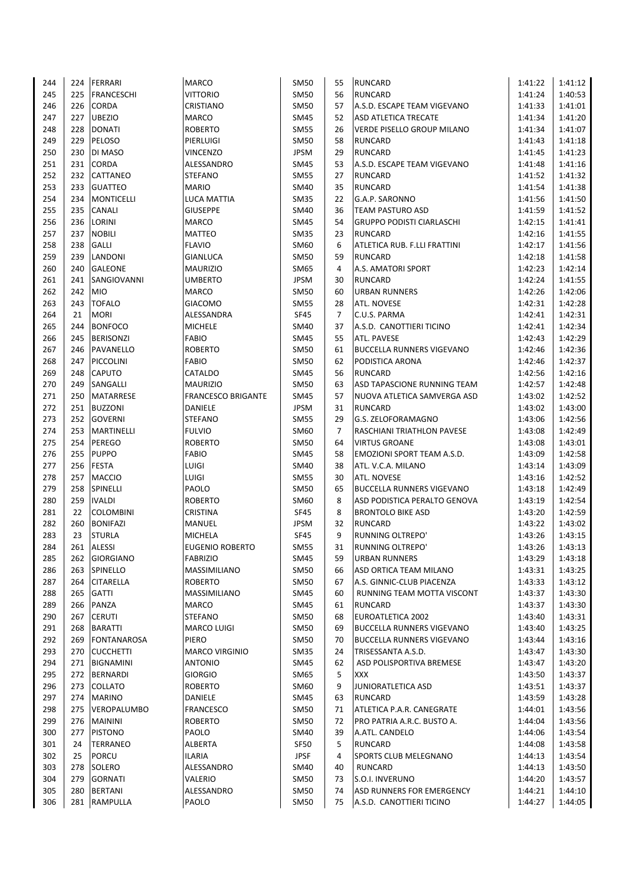| | | | | | | | | |
|---|---|---|---|---|---|---|---|---|
| 244 | 224 | FERRARI | MARCO | SM50 | 55 | RUNCARD | 1:41:22 | 1:41:12 |
| 245 | 225 | FRANCESCHI | VITTORIO | SM50 | 56 | RUNCARD | 1:41:24 | 1:40:53 |
| 246 | 226 | CORDA | CRISTIANO | SM50 | 57 | A.S.D. ESCAPE TEAM VIGEVANO | 1:41:33 | 1:41:01 |
| 247 | 227 | UBEZIO | MARCO | SM45 | 52 | ASD ATLETICA TRECATE | 1:41:34 | 1:41:20 |
| 248 | 228 | DONATI | ROBERTO | SM55 | 26 | VERDE PISELLO GROUP MILANO | 1:41:34 | 1:41:07 |
| 249 | 229 | PELOSO | PIERLUIGI | SM50 | 58 | RUNCARD | 1:41:43 | 1:41:18 |
| 250 | 230 | DI MASO | VINCENZO | JPSM | 29 | RUNCARD | 1:41:45 | 1:41:23 |
| 251 | 231 | CORDA | ALESSANDRO | SM45 | 53 | A.S.D. ESCAPE TEAM VIGEVANO | 1:41:48 | 1:41:16 |
| 252 | 232 | CATTANEO | STEFANO | SM55 | 27 | RUNCARD | 1:41:52 | 1:41:32 |
| 253 | 233 | GUATTEO | MARIO | SM40 | 35 | RUNCARD | 1:41:54 | 1:41:38 |
| 254 | 234 | MONTICELLI | LUCA MATTIA | SM35 | 22 | G.A.P. SARONNO | 1:41:56 | 1:41:50 |
| 255 | 235 | CANALI | GIUSEPPE | SM40 | 36 | TEAM PASTURO ASD | 1:41:59 | 1:41:52 |
| 256 | 236 | LORINI | MARCO | SM45 | 54 | GRUPPO PODISTI CIARLASCHI | 1:42:15 | 1:41:41 |
| 257 | 237 | NOBILI | MATTEO | SM35 | 23 | RUNCARD | 1:42:16 | 1:41:55 |
| 258 | 238 | GALLI | FLAVIO | SM60 | 6 | ATLETICA RUB. F.LLI FRATTINI | 1:42:17 | 1:41:56 |
| 259 | 239 | LANDONI | GIANLUCA | SM50 | 59 | RUNCARD | 1:42:18 | 1:41:58 |
| 260 | 240 | GALEONE | MAURIZIO | SM65 | 4 | A.S. AMATORI SPORT | 1:42:23 | 1:42:14 |
| 261 | 241 | SANGIOVANNI | UMBERTO | JPSM | 30 | RUNCARD | 1:42:24 | 1:41:55 |
| 262 | 242 | MIO | MARCO | SM50 | 60 | URBAN RUNNERS | 1:42:26 | 1:42:06 |
| 263 | 243 | TOFALO | GIACOMO | SM55 | 28 | ATL. NOVESE | 1:42:31 | 1:42:28 |
| 264 | 21 | MORI | ALESSANDRA | SF45 | 7 | C.U.S. PARMA | 1:42:41 | 1:42:31 |
| 265 | 244 | BONFOCO | MICHELE | SM40 | 37 | A.S.D. CANOTTIERI TICINO | 1:42:41 | 1:42:34 |
| 266 | 245 | BERISONZI | FABIO | SM45 | 55 | ATL. PAVESE | 1:42:43 | 1:42:29 |
| 267 | 246 | PAVANELLO | ROBERTO | SM50 | 61 | BUCCELLA RUNNERS VIGEVANO | 1:42:46 | 1:42:36 |
| 268 | 247 | PICCOLINI | FABIO | SM50 | 62 | PODISTICA ARONA | 1:42:46 | 1:42:37 |
| 269 | 248 | CAPUTO | CATALDO | SM45 | 56 | RUNCARD | 1:42:56 | 1:42:16 |
| 270 | 249 | SANGALLI | MAURIZIO | SM50 | 63 | ASD TAPASCIONE RUNNING TEAM | 1:42:57 | 1:42:48 |
| 271 | 250 | MATARRESE | FRANCESCO BRIGANTE | SM45 | 57 | NUOVA ATLETICA SAMVERGA ASD | 1:43:02 | 1:42:52 |
| 272 | 251 | BUZZONI | DANIELE | JPSM | 31 | RUNCARD | 1:43:02 | 1:43:00 |
| 273 | 252 | GOVERNI | STEFANO | SM55 | 29 | G.S. ZELOFORAMAGNO | 1:43:06 | 1:42:56 |
| 274 | 253 | MARTINELLI | FULVIO | SM60 | 7 | RASCHIANI TRIATHLON PAVESE | 1:43:08 | 1:42:49 |
| 275 | 254 | PEREGO | ROBERTO | SM50 | 64 | VIRTUS GROANE | 1:43:08 | 1:43:01 |
| 276 | 255 | PUPPO | FABIO | SM45 | 58 | EMOZIONI SPORT TEAM A.S.D. | 1:43:09 | 1:42:58 |
| 277 | 256 | FESTA | LUIGI | SM40 | 38 | ATL. V.C.A. MILANO | 1:43:14 | 1:43:09 |
| 278 | 257 | MACCIO | LUIGI | SM55 | 30 | ATL. NOVESE | 1:43:16 | 1:42:52 |
| 279 | 258 | SPINELLI | PAOLO | SM50 | 65 | BUCCELLA RUNNERS VIGEVANO | 1:43:18 | 1:42:49 |
| 280 | 259 | IVALDI | ROBERTO | SM60 | 8 | ASD PODISTICA PERALTO GENOVA | 1:43:19 | 1:42:54 |
| 281 | 22 | COLOMBINI | CRISTINA | SF45 | 8 | BRONTOLO BIKE ASD | 1:43:20 | 1:42:59 |
| 282 | 260 | BONIFAZI | MANUEL | JPSM | 32 | RUNCARD | 1:43:22 | 1:43:02 |
| 283 | 23 | STURLA | MICHELA | SF45 | 9 | RUNNING OLTREPO' | 1:43:26 | 1:43:15 |
| 284 | 261 | ALESSI | EUGENIO ROBERTO | SM55 | 31 | RUNNING OLTREPO' | 1:43:26 | 1:43:13 |
| 285 | 262 | GIORGIANO | FABRIZIO | SM45 | 59 | URBAN RUNNERS | 1:43:29 | 1:43:18 |
| 286 | 263 | SPINELLO | MASSIMILIANO | SM50 | 66 | ASD ORTICA TEAM MILANO | 1:43:31 | 1:43:25 |
| 287 | 264 | CITARELLA | ROBERTO | SM50 | 67 | A.S. GINNIC-CLUB PIACENZA | 1:43:33 | 1:43:12 |
| 288 | 265 | GATTI | MASSIMILIANO | SM45 | 60 | RUNNING TEAM MOTTA VISCONT | 1:43:37 | 1:43:30 |
| 289 | 266 | PANZA | MARCO | SM45 | 61 | RUNCARD | 1:43:37 | 1:43:30 |
| 290 | 267 | CERUTI | STEFANO | SM50 | 68 | EUROATLETICA 2002 | 1:43:40 | 1:43:31 |
| 291 | 268 | BARATTI | MARCO LUIGI | SM50 | 69 | BUCCELLA RUNNERS VIGEVANO | 1:43:40 | 1:43:25 |
| 292 | 269 | FONTANAROSA | PIERO | SM50 | 70 | BUCCELLA RUNNERS VIGEVANO | 1:43:44 | 1:43:16 |
| 293 | 270 | CUCCHETTI | MARCO VIRGINIO | SM35 | 24 | TRISESSANTA A.S.D. | 1:43:47 | 1:43:30 |
| 294 | 271 | BIGNAMINI | ANTONIO | SM45 | 62 | ASD POLISPORTIVA BREMESE | 1:43:47 | 1:43:20 |
| 295 | 272 | BERNARDI | GIORGIO | SM65 | 5 | XXX | 1:43:50 | 1:43:37 |
| 296 | 273 | COLLATO | ROBERTO | SM60 | 9 | JUNIORATLETICA ASD | 1:43:51 | 1:43:37 |
| 297 | 274 | MARINO | DANIELE | SM45 | 63 | RUNCARD | 1:43:59 | 1:43:28 |
| 298 | 275 | VEROPALUMBO | FRANCESCO | SM50 | 71 | ATLETICA P.A.R. CANEGRATE | 1:44:01 | 1:43:56 |
| 299 | 276 | MAININI | ROBERTO | SM50 | 72 | PRO PATRIA A.R.C. BUSTO A. | 1:44:04 | 1:43:56 |
| 300 | 277 | PISTONO | PAOLO | SM40 | 39 | A.ATL. CANDELO | 1:44:06 | 1:43:54 |
| 301 | 24 | TERRANEO | ALBERTA | SF50 | 5 | RUNCARD | 1:44:08 | 1:43:58 |
| 302 | 25 | PORCU | ILARIA | JPSF | 4 | SPORTS CLUB MELEGNANO | 1:44:13 | 1:43:54 |
| 303 | 278 | SOLERO | ALESSANDRO | SM40 | 40 | RUNCARD | 1:44:13 | 1:43:50 |
| 304 | 279 | GORNATI | VALERIO | SM50 | 73 | S.O.I. INVERUNO | 1:44:20 | 1:43:57 |
| 305 | 280 | BERTANI | ALESSANDRO | SM50 | 74 | ASD RUNNERS FOR EMERGENCY | 1:44:21 | 1:44:10 |
| 306 | 281 | RAMPULLA | PAOLO | SM50 | 75 | A.S.D. CANOTTIERI TICINO | 1:44:27 | 1:44:05 |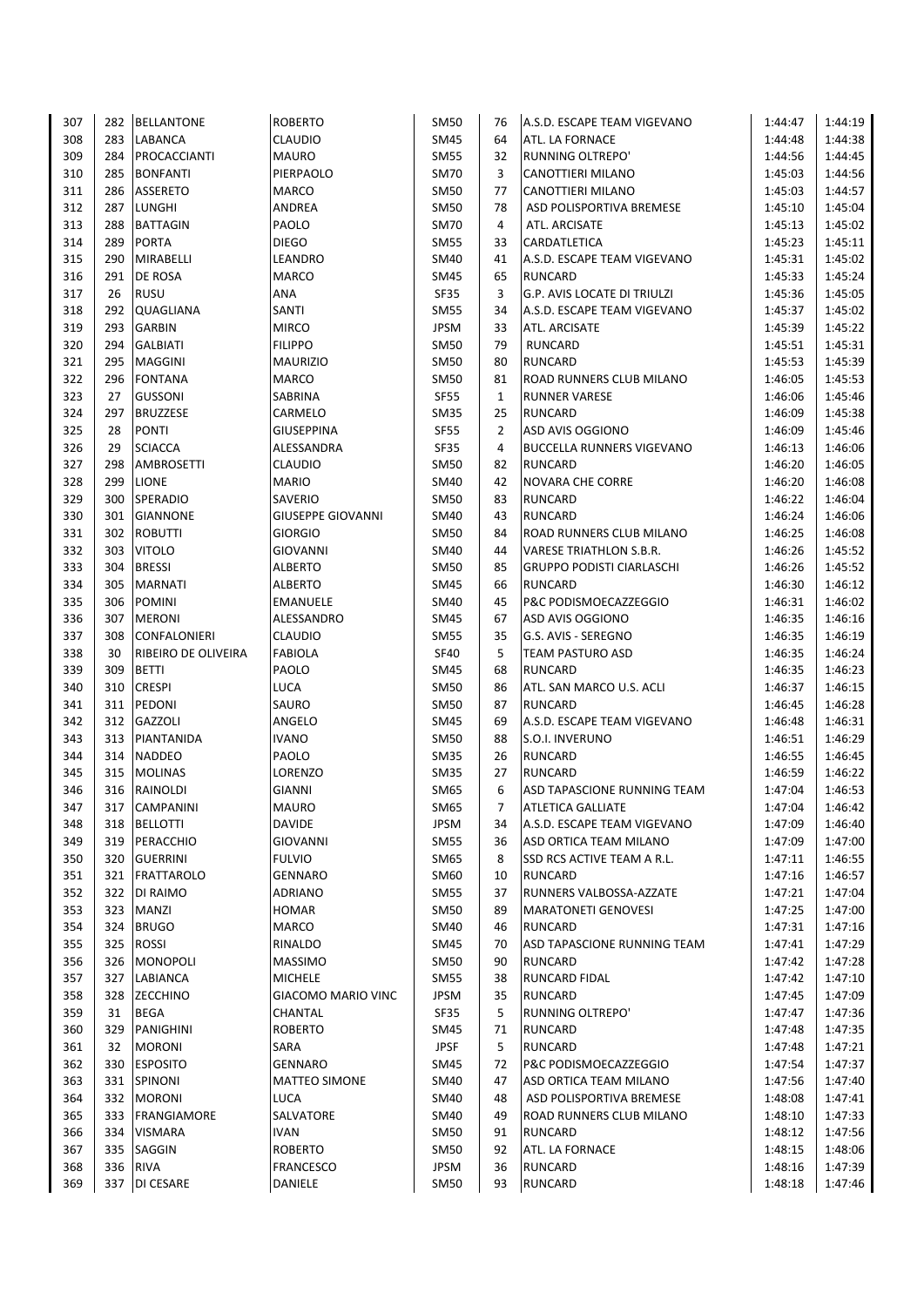| | | | | | | | | |
|---|---|---|---|---|---|---|---|---|
| 307 | 282 | BELLANTONE | ROBERTO | SM50 | 76 | A.S.D. ESCAPE TEAM VIGEVANO | 1:44:47 | 1:44:19 |
| 308 | 283 | LABANCA | CLAUDIO | SM45 | 64 | ATL. LA FORNACE | 1:44:48 | 1:44:38 |
| 309 | 284 | PROCACCIANTI | MAURO | SM55 | 32 | RUNNING OLTREPO' | 1:44:56 | 1:44:45 |
| 310 | 285 | BONFANTI | PIERPAOLO | SM70 | 3 | CANOTTIERI MILANO | 1:45:03 | 1:44:56 |
| 311 | 286 | ASSERETO | MARCO | SM50 | 77 | CANOTTIERI MILANO | 1:45:03 | 1:44:57 |
| 312 | 287 | LUNGHI | ANDREA | SM50 | 78 | ASD POLISPORTIVA BREMESE | 1:45:10 | 1:45:04 |
| 313 | 288 | BATTAGIN | PAOLO | SM70 | 4 | ATL. ARCISATE | 1:45:13 | 1:45:02 |
| 314 | 289 | PORTA | DIEGO | SM55 | 33 | CARDATLETICA | 1:45:23 | 1:45:11 |
| 315 | 290 | MIRABELLI | LEANDRO | SM40 | 41 | A.S.D. ESCAPE TEAM VIGEVANO | 1:45:31 | 1:45:02 |
| 316 | 291 | DE ROSA | MARCO | SM45 | 65 | RUNCARD | 1:45:33 | 1:45:24 |
| 317 | 26 | RUSU | ANA | SF35 | 3 | G.P. AVIS LOCATE DI TRIULZI | 1:45:36 | 1:45:05 |
| 318 | 292 | QUAGLIANA | SANTI | SM55 | 34 | A.S.D. ESCAPE TEAM VIGEVANO | 1:45:37 | 1:45:02 |
| 319 | 293 | GARBIN | MIRCO | JPSM | 33 | ATL. ARCISATE | 1:45:39 | 1:45:22 |
| 320 | 294 | GALBIATI | FILIPPO | SM50 | 79 | RUNCARD | 1:45:51 | 1:45:31 |
| 321 | 295 | MAGGINI | MAURIZIO | SM50 | 80 | RUNCARD | 1:45:53 | 1:45:39 |
| 322 | 296 | FONTANA | MARCO | SM50 | 81 | ROAD RUNNERS CLUB MILANO | 1:46:05 | 1:45:53 |
| 323 | 27 | GUSSONI | SABRINA | SF55 | 1 | RUNNER VARESE | 1:46:06 | 1:45:46 |
| 324 | 297 | BRUZZESE | CARMELO | SM35 | 25 | RUNCARD | 1:46:09 | 1:45:38 |
| 325 | 28 | PONTI | GIUSEPPINA | SF55 | 2 | ASD AVIS OGGIONO | 1:46:09 | 1:45:46 |
| 326 | 29 | SCIACCA | ALESSANDRA | SF35 | 4 | BUCCELLA RUNNERS VIGEVANO | 1:46:13 | 1:46:06 |
| 327 | 298 | AMBROSETTI | CLAUDIO | SM50 | 82 | RUNCARD | 1:46:20 | 1:46:05 |
| 328 | 299 | LIONE | MARIO | SM40 | 42 | NOVARA CHE CORRE | 1:46:20 | 1:46:08 |
| 329 | 300 | SPERADIO | SAVERIO | SM50 | 83 | RUNCARD | 1:46:22 | 1:46:04 |
| 330 | 301 | GIANNONE | GIUSEPPE GIOVANNI | SM40 | 43 | RUNCARD | 1:46:24 | 1:46:06 |
| 331 | 302 | ROBUTTI | GIORGIO | SM50 | 84 | ROAD RUNNERS CLUB MILANO | 1:46:25 | 1:46:08 |
| 332 | 303 | VITOLO | GIOVANNI | SM40 | 44 | VARESE TRIATHLON S.B.R. | 1:46:26 | 1:45:52 |
| 333 | 304 | BRESSI | ALBERTO | SM50 | 85 | GRUPPO PODISTI CIARLASCHI | 1:46:26 | 1:45:52 |
| 334 | 305 | MARNATI | ALBERTO | SM45 | 66 | RUNCARD | 1:46:30 | 1:46:12 |
| 335 | 306 | POMINI | EMANUELE | SM40 | 45 | P&C PODISMOECAZZEGGIO | 1:46:31 | 1:46:02 |
| 336 | 307 | MERONI | ALESSANDRO | SM45 | 67 | ASD AVIS OGGIONO | 1:46:35 | 1:46:16 |
| 337 | 308 | CONFALONIERI | CLAUDIO | SM55 | 35 | G.S. AVIS - SEREGNO | 1:46:35 | 1:46:19 |
| 338 | 30 | RIBEIRO DE OLIVEIRA | FABIOLA | SF40 | 5 | TEAM PASTURO ASD | 1:46:35 | 1:46:24 |
| 339 | 309 | BETTI | PAOLO | SM45 | 68 | RUNCARD | 1:46:35 | 1:46:23 |
| 340 | 310 | CRESPI | LUCA | SM50 | 86 | ATL. SAN MARCO U.S. ACLI | 1:46:37 | 1:46:15 |
| 341 | 311 | PEDONI | SAURO | SM50 | 87 | RUNCARD | 1:46:45 | 1:46:28 |
| 342 | 312 | GAZZOLI | ANGELO | SM45 | 69 | A.S.D. ESCAPE TEAM VIGEVANO | 1:46:48 | 1:46:31 |
| 343 | 313 | PIANTANIDA | IVANO | SM50 | 88 | S.O.I. INVERUNO | 1:46:51 | 1:46:29 |
| 344 | 314 | NADDEO | PAOLO | SM35 | 26 | RUNCARD | 1:46:55 | 1:46:45 |
| 345 | 315 | MOLINAS | LORENZO | SM35 | 27 | RUNCARD | 1:46:59 | 1:46:22 |
| 346 | 316 | RAINOLDI | GIANNI | SM65 | 6 | ASD TAPASCIONE RUNNING TEAM | 1:47:04 | 1:46:53 |
| 347 | 317 | CAMPANINI | MAURO | SM65 | 7 | ATLETICA GALLIATE | 1:47:04 | 1:46:42 |
| 348 | 318 | BELLOTTI | DAVIDE | JPSM | 34 | A.S.D. ESCAPE TEAM VIGEVANO | 1:47:09 | 1:46:40 |
| 349 | 319 | PERACCHIO | GIOVANNI | SM55 | 36 | ASD ORTICA TEAM MILANO | 1:47:09 | 1:47:00 |
| 350 | 320 | GUERRINI | FULVIO | SM65 | 8 | SSD RCS ACTIVE TEAM A R.L. | 1:47:11 | 1:46:55 |
| 351 | 321 | FRATTAROLO | GENNARO | SM60 | 10 | RUNCARD | 1:47:16 | 1:46:57 |
| 352 | 322 | DI RAIMO | ADRIANO | SM55 | 37 | RUNNERS VALBOSSA-AZZATE | 1:47:21 | 1:47:04 |
| 353 | 323 | MANZI | HOMAR | SM50 | 89 | MARATONETI GENOVESI | 1:47:25 | 1:47:00 |
| 354 | 324 | BRUGO | MARCO | SM40 | 46 | RUNCARD | 1:47:31 | 1:47:16 |
| 355 | 325 | ROSSI | RINALDO | SM45 | 70 | ASD TAPASCIONE RUNNING TEAM | 1:47:41 | 1:47:29 |
| 356 | 326 | MONOPOLI | MASSIMO | SM50 | 90 | RUNCARD | 1:47:42 | 1:47:28 |
| 357 | 327 | LABIANCA | MICHELE | SM55 | 38 | RUNCARD FIDAL | 1:47:42 | 1:47:10 |
| 358 | 328 | ZECCHINO | GIACOMO MARIO VINC | JPSM | 35 | RUNCARD | 1:47:45 | 1:47:09 |
| 359 | 31 | BEGA | CHANTAL | SF35 | 5 | RUNNING OLTREPO' | 1:47:47 | 1:47:36 |
| 360 | 329 | PANIGHINI | ROBERTO | SM45 | 71 | RUNCARD | 1:47:48 | 1:47:35 |
| 361 | 32 | MORONI | SARA | JPSF | 5 | RUNCARD | 1:47:48 | 1:47:21 |
| 362 | 330 | ESPOSITO | GENNARO | SM45 | 72 | P&C PODISMOECAZZEGGIO | 1:47:54 | 1:47:37 |
| 363 | 331 | SPINONI | MATTEO SIMONE | SM40 | 47 | ASD ORTICA TEAM MILANO | 1:47:56 | 1:47:40 |
| 364 | 332 | MORONI | LUCA | SM40 | 48 | ASD POLISPORTIVA BREMESE | 1:48:08 | 1:47:41 |
| 365 | 333 | FRANGIAMORE | SALVATORE | SM40 | 49 | ROAD RUNNERS CLUB MILANO | 1:48:10 | 1:47:33 |
| 366 | 334 | VISMARA | IVAN | SM50 | 91 | RUNCARD | 1:48:12 | 1:47:56 |
| 367 | 335 | SAGGIN | ROBERTO | SM50 | 92 | ATL. LA FORNACE | 1:48:15 | 1:48:06 |
| 368 | 336 | RIVA | FRANCESCO | JPSM | 36 | RUNCARD | 1:48:16 | 1:47:39 |
| 369 | 337 | DI CESARE | DANIELE | SM50 | 93 | RUNCARD | 1:48:18 | 1:47:46 |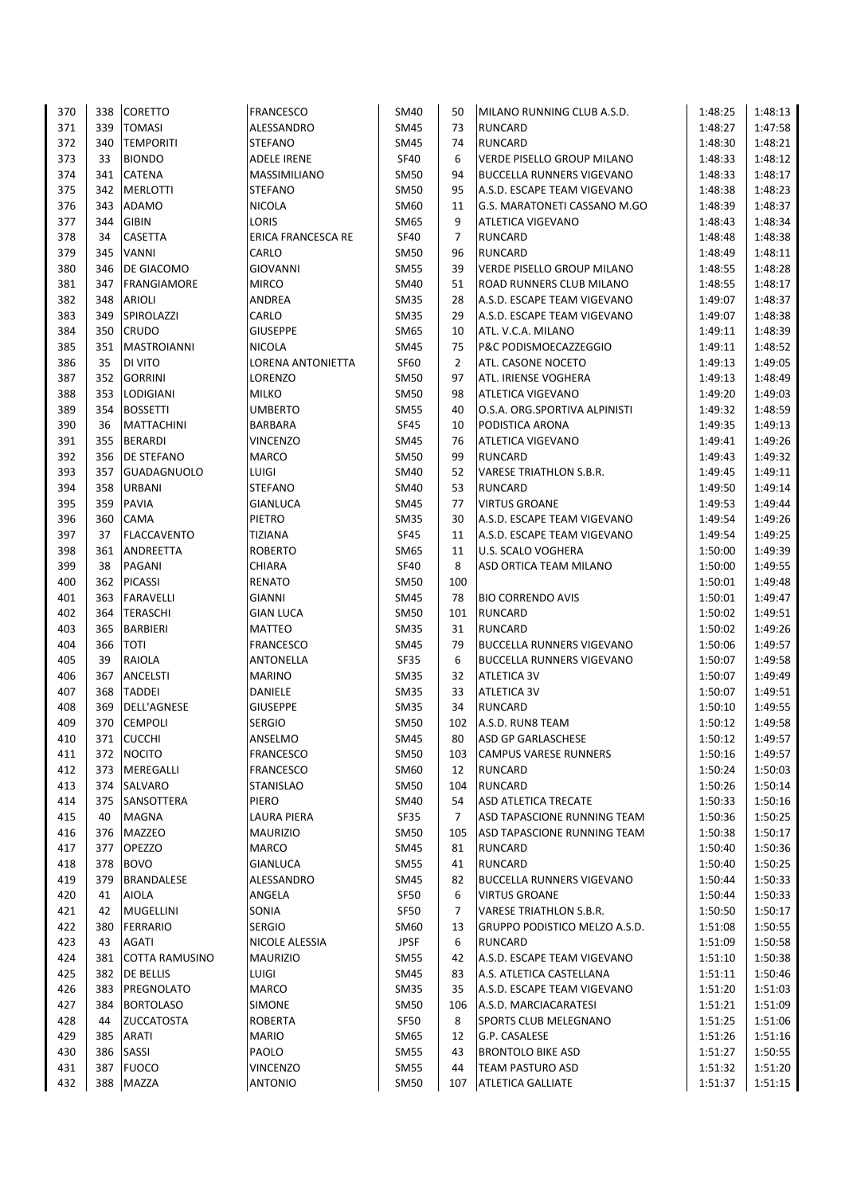| | | | | | | | | |
|---|---|---|---|---|---|---|---|---|
| 370 | 338 | CORETTO | FRANCESCO | SM40 | 50 | MILANO RUNNING CLUB A.S.D. | 1:48:25 | 1:48:13 |
| 371 | 339 | TOMASI | ALESSANDRO | SM45 | 73 | RUNCARD | 1:48:27 | 1:47:58 |
| 372 | 340 | TEMPORITI | STEFANO | SM45 | 74 | RUNCARD | 1:48:30 | 1:48:21 |
| 373 | 33 | BIONDO | ADELE IRENE | SF40 | 6 | VERDE PISELLO GROUP MILANO | 1:48:33 | 1:48:12 |
| 374 | 341 | CATENA | MASSIMILIANO | SM50 | 94 | BUCCELLA RUNNERS VIGEVANO | 1:48:33 | 1:48:17 |
| 375 | 342 | MERLOTTI | STEFANO | SM50 | 95 | A.S.D. ESCAPE TEAM VIGEVANO | 1:48:38 | 1:48:23 |
| 376 | 343 | ADAMO | NICOLA | SM60 | 11 | G.S. MARATONETI CASSANO M.GO | 1:48:39 | 1:48:37 |
| 377 | 344 | GIBIN | LORIS | SM65 | 9 | ATLETICA VIGEVANO | 1:48:43 | 1:48:34 |
| 378 | 34 | CASETTA | ERICA FRANCESCA RE | SF40 | 7 | RUNCARD | 1:48:48 | 1:48:38 |
| 379 | 345 | VANNI | CARLO | SM50 | 96 | RUNCARD | 1:48:49 | 1:48:11 |
| 380 | 346 | DE GIACOMO | GIOVANNI | SM55 | 39 | VERDE PISELLO GROUP MILANO | 1:48:55 | 1:48:28 |
| 381 | 347 | FRANGIAMORE | MIRCO | SM40 | 51 | ROAD RUNNERS CLUB MILANO | 1:48:55 | 1:48:17 |
| 382 | 348 | ARIOLI | ANDREA | SM35 | 28 | A.S.D. ESCAPE TEAM VIGEVANO | 1:49:07 | 1:48:37 |
| 383 | 349 | SPIROLAZZI | CARLO | SM35 | 29 | A.S.D. ESCAPE TEAM VIGEVANO | 1:49:07 | 1:48:38 |
| 384 | 350 | CRUDO | GIUSEPPE | SM65 | 10 | ATL. V.C.A. MILANO | 1:49:11 | 1:48:39 |
| 385 | 351 | MASTROIANNI | NICOLA | SM45 | 75 | P&C PODISMOECAZZEGGIO | 1:49:11 | 1:48:52 |
| 386 | 35 | DI VITO | LORENA ANTONIETTA | SF60 | 2 | ATL. CASONE NOCETO | 1:49:13 | 1:49:05 |
| 387 | 352 | GORRINI | LORENZO | SM50 | 97 | ATL. IRIENSE VOGHERA | 1:49:13 | 1:48:49 |
| 388 | 353 | LODIGIANI | MILKO | SM50 | 98 | ATLETICA VIGEVANO | 1:49:20 | 1:49:03 |
| 389 | 354 | BOSSETTI | UMBERTO | SM55 | 40 | O.S.A. ORG.SPORTIVA ALPINISTI | 1:49:32 | 1:48:59 |
| 390 | 36 | MATTACHINI | BARBARA | SF45 | 10 | PODISTICA ARONA | 1:49:35 | 1:49:13 |
| 391 | 355 | BERARDI | VINCENZO | SM45 | 76 | ATLETICA VIGEVANO | 1:49:41 | 1:49:26 |
| 392 | 356 | DE STEFANO | MARCO | SM50 | 99 | RUNCARD | 1:49:43 | 1:49:32 |
| 393 | 357 | GUADAGNUOLO | LUIGI | SM40 | 52 | VARESE TRIATHLON S.B.R. | 1:49:45 | 1:49:11 |
| 394 | 358 | URBANI | STEFANO | SM40 | 53 | RUNCARD | 1:49:50 | 1:49:14 |
| 395 | 359 | PAVIA | GIANLUCA | SM45 | 77 | VIRTUS GROANE | 1:49:53 | 1:49:44 |
| 396 | 360 | CAMA | PIETRO | SM35 | 30 | A.S.D. ESCAPE TEAM VIGEVANO | 1:49:54 | 1:49:26 |
| 397 | 37 | FLACCAVENTO | TIZIANA | SF45 | 11 | A.S.D. ESCAPE TEAM VIGEVANO | 1:49:54 | 1:49:25 |
| 398 | 361 | ANDREETTA | ROBERTO | SM65 | 11 | U.S. SCALO VOGHERA | 1:50:00 | 1:49:39 |
| 399 | 38 | PAGANI | CHIARA | SF40 | 8 | ASD ORTICA TEAM MILANO | 1:50:00 | 1:49:55 |
| 400 | 362 | PICASSI | RENATO | SM50 | 100 | | 1:50:01 | 1:49:48 |
| 401 | 363 | FARAVELLI | GIANNI | SM45 | 78 | BIO CORRENDO AVIS | 1:50:01 | 1:49:47 |
| 402 | 364 | TERASCHI | GIAN LUCA | SM50 | 101 | RUNCARD | 1:50:02 | 1:49:51 |
| 403 | 365 | BARBIERI | MATTEO | SM35 | 31 | RUNCARD | 1:50:02 | 1:49:26 |
| 404 | 366 | TOTI | FRANCESCO | SM45 | 79 | BUCCELLA RUNNERS VIGEVANO | 1:50:06 | 1:49:57 |
| 405 | 39 | RAIOLA | ANTONELLA | SF35 | 6 | BUCCELLA RUNNERS VIGEVANO | 1:50:07 | 1:49:58 |
| 406 | 367 | ANCELSTI | MARINO | SM35 | 32 | ATLETICA 3V | 1:50:07 | 1:49:49 |
| 407 | 368 | TADDEI | DANIELE | SM35 | 33 | ATLETICA 3V | 1:50:07 | 1:49:51 |
| 408 | 369 | DELL'AGNESE | GIUSEPPE | SM35 | 34 | RUNCARD | 1:50:10 | 1:49:55 |
| 409 | 370 | CEMPOLI | SERGIO | SM50 | 102 | A.S.D. RUN8 TEAM | 1:50:12 | 1:49:58 |
| 410 | 371 | CUCCHI | ANSELMO | SM45 | 80 | ASD GP GARLASCHESE | 1:50:12 | 1:49:57 |
| 411 | 372 | NOCITO | FRANCESCO | SM50 | 103 | CAMPUS VARESE RUNNERS | 1:50:16 | 1:49:57 |
| 412 | 373 | MEREGALLI | FRANCESCO | SM60 | 12 | RUNCARD | 1:50:24 | 1:50:03 |
| 413 | 374 | SALVARO | STANISLAO | SM50 | 104 | RUNCARD | 1:50:26 | 1:50:14 |
| 414 | 375 | SANSOTTERA | PIERO | SM40 | 54 | ASD ATLETICA TRECATE | 1:50:33 | 1:50:16 |
| 415 | 40 | MAGNA | LAURA PIERA | SF35 | 7 | ASD TAPASCIONE RUNNING TEAM | 1:50:36 | 1:50:25 |
| 416 | 376 | MAZZEO | MAURIZIO | SM50 | 105 | ASD TAPASCIONE RUNNING TEAM | 1:50:38 | 1:50:17 |
| 417 | 377 | OPEZZO | MARCO | SM45 | 81 | RUNCARD | 1:50:40 | 1:50:36 |
| 418 | 378 | BOVO | GIANLUCA | SM55 | 41 | RUNCARD | 1:50:40 | 1:50:25 |
| 419 | 379 | BRANDALESE | ALESSANDRO | SM45 | 82 | BUCCELLA RUNNERS VIGEVANO | 1:50:44 | 1:50:33 |
| 420 | 41 | AIOLA | ANGELA | SF50 | 6 | VIRTUS GROANE | 1:50:44 | 1:50:33 |
| 421 | 42 | MUGELLINI | SONIA | SF50 | 7 | VARESE TRIATHLON S.B.R. | 1:50:50 | 1:50:17 |
| 422 | 380 | FERRARIO | SERGIO | SM60 | 13 | GRUPPO PODISTICO MELZO A.S.D. | 1:51:08 | 1:50:55 |
| 423 | 43 | AGATI | NICOLE ALESSIA | JPSF | 6 | RUNCARD | 1:51:09 | 1:50:58 |
| 424 | 381 | COTTA RAMUSINO | MAURIZIO | SM55 | 42 | A.S.D. ESCAPE TEAM VIGEVANO | 1:51:10 | 1:50:38 |
| 425 | 382 | DE BELLIS | LUIGI | SM45 | 83 | A.S. ATLETICA CASTELLANA | 1:51:11 | 1:50:46 |
| 426 | 383 | PREGNOLATO | MARCO | SM35 | 35 | A.S.D. ESCAPE TEAM VIGEVANO | 1:51:20 | 1:51:03 |
| 427 | 384 | BORTOLASO | SIMONE | SM50 | 106 | A.S.D. MARCIACARATESI | 1:51:21 | 1:51:09 |
| 428 | 44 | ZUCCATOSTA | ROBERTA | SF50 | 8 | SPORTS CLUB MELEGNANO | 1:51:25 | 1:51:06 |
| 429 | 385 | ARATI | MARIO | SM65 | 12 | G.P. CASALESE | 1:51:26 | 1:51:16 |
| 430 | 386 | SASSI | PAOLO | SM55 | 43 | BRONTOLO BIKE ASD | 1:51:27 | 1:50:55 |
| 431 | 387 | FUOCO | VINCENZO | SM55 | 44 | TEAM PASTURO ASD | 1:51:32 | 1:51:20 |
| 432 | 388 | MAZZA | ANTONIO | SM50 | 107 | ATLETICA GALLIATE | 1:51:37 | 1:51:15 |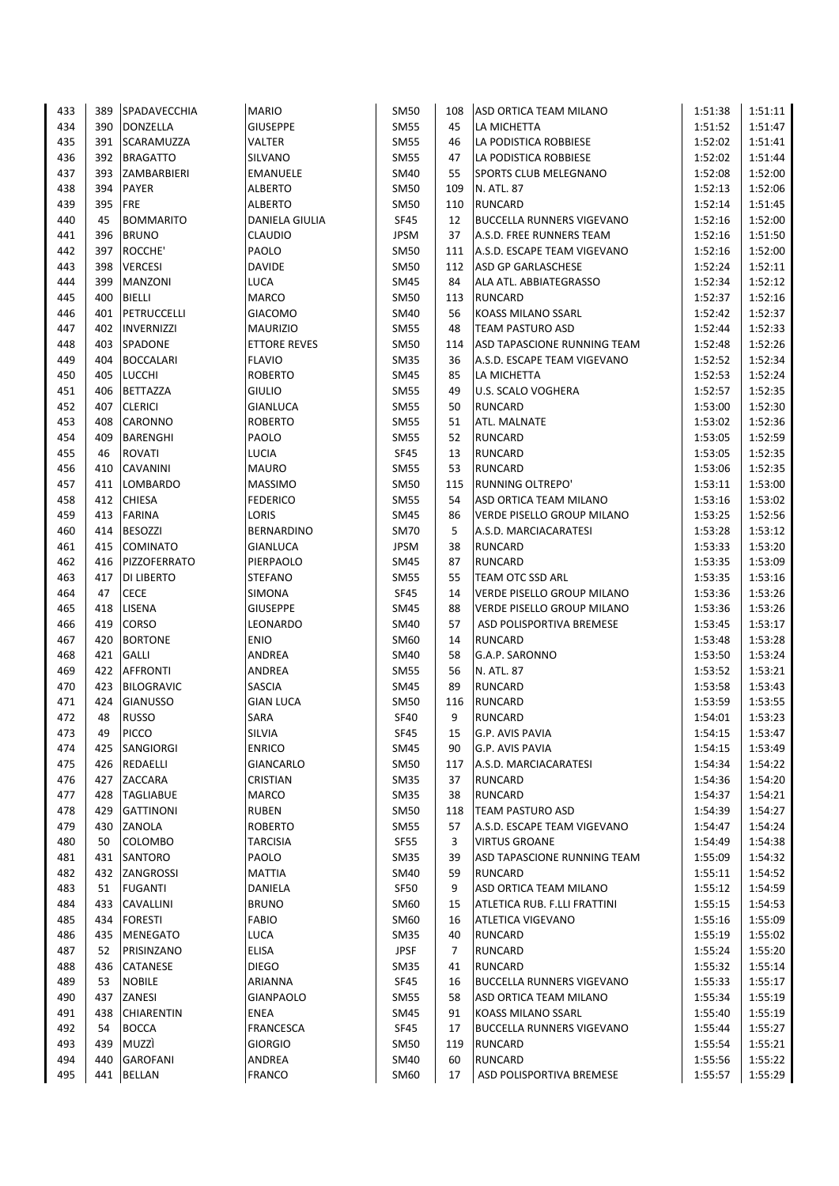| | | | | | | | | |
|---|---|---|---|---|---|---|---|---|
| 433 | 389 | SPADAVECCHIA | MARIO | SM50 | 108 | ASD ORTICA TEAM MILANO | 1:51:38 | 1:51:11 |
| 434 | 390 | DONZELLA | GIUSEPPE | SM55 | 45 | LA MICHETTA | 1:51:52 | 1:51:47 |
| 435 | 391 | SCARAMUZZA | VALTER | SM55 | 46 | LA PODISTICA ROBBIESE | 1:52:02 | 1:51:41 |
| 436 | 392 | BRAGATTO | SILVANO | SM55 | 47 | LA PODISTICA ROBBIESE | 1:52:02 | 1:51:44 |
| 437 | 393 | ZAMBARBIERI | EMANUELE | SM40 | 55 | SPORTS CLUB MELEGNANO | 1:52:08 | 1:52:00 |
| 438 | 394 | PAYER | ALBERTO | SM50 | 109 | N. ATL. 87 | 1:52:13 | 1:52:06 |
| 439 | 395 | FRE | ALBERTO | SM50 | 110 | RUNCARD | 1:52:14 | 1:51:45 |
| 440 | 45 | BOMMARITO | DANIELA GIULIA | SF45 | 12 | BUCCELLA RUNNERS VIGEVANO | 1:52:16 | 1:52:00 |
| 441 | 396 | BRUNO | CLAUDIO | JPSM | 37 | A.S.D. FREE RUNNERS TEAM | 1:52:16 | 1:51:50 |
| 442 | 397 | ROCCHE' | PAOLO | SM50 | 111 | A.S.D. ESCAPE TEAM VIGEVANO | 1:52:16 | 1:52:00 |
| 443 | 398 | VERCESI | DAVIDE | SM50 | 112 | ASD GP GARLASCHESE | 1:52:24 | 1:52:11 |
| 444 | 399 | MANZONI | LUCA | SM45 | 84 | ALA ATL. ABBIATEGRASSO | 1:52:34 | 1:52:12 |
| 445 | 400 | BIELLI | MARCO | SM50 | 113 | RUNCARD | 1:52:37 | 1:52:16 |
| 446 | 401 | PETRUCCELLI | GIACOMO | SM40 | 56 | KOASS MILANO SSARL | 1:52:42 | 1:52:37 |
| 447 | 402 | INVERNIZZI | MAURIZIO | SM55 | 48 | TEAM PASTURO ASD | 1:52:44 | 1:52:33 |
| 448 | 403 | SPADONE | ETTORE REVES | SM50 | 114 | ASD TAPASCIONE RUNNING TEAM | 1:52:48 | 1:52:26 |
| 449 | 404 | BOCCALARI | FLAVIO | SM35 | 36 | A.S.D. ESCAPE TEAM VIGEVANO | 1:52:52 | 1:52:34 |
| 450 | 405 | LUCCHI | ROBERTO | SM45 | 85 | LA MICHETTA | 1:52:53 | 1:52:24 |
| 451 | 406 | BETTAZZA | GIULIO | SM55 | 49 | U.S. SCALO VOGHERA | 1:52:57 | 1:52:35 |
| 452 | 407 | CLERICI | GIANLUCA | SM55 | 50 | RUNCARD | 1:53:00 | 1:52:30 |
| 453 | 408 | CARONNO | ROBERTO | SM55 | 51 | ATL. MALNATE | 1:53:02 | 1:52:36 |
| 454 | 409 | BARENGHI | PAOLO | SM55 | 52 | RUNCARD | 1:53:05 | 1:52:59 |
| 455 | 46 | ROVATI | LUCIA | SF45 | 13 | RUNCARD | 1:53:05 | 1:52:35 |
| 456 | 410 | CAVANINI | MAURO | SM55 | 53 | RUNCARD | 1:53:06 | 1:52:35 |
| 457 | 411 | LOMBARDO | MASSIMO | SM50 | 115 | RUNNING OLTREPO' | 1:53:11 | 1:53:00 |
| 458 | 412 | CHIESA | FEDERICO | SM55 | 54 | ASD ORTICA TEAM MILANO | 1:53:16 | 1:53:02 |
| 459 | 413 | FARINA | LORIS | SM45 | 86 | VERDE PISELLO GROUP MILANO | 1:53:25 | 1:52:56 |
| 460 | 414 | BESOZZI | BERNARDINO | SM70 | 5 | A.S.D. MARCIACARATESI | 1:53:28 | 1:53:12 |
| 461 | 415 | COMINATO | GIANLUCA | JPSM | 38 | RUNCARD | 1:53:33 | 1:53:20 |
| 462 | 416 | PIZZOFERRATO | PIERPAOLO | SM45 | 87 | RUNCARD | 1:53:35 | 1:53:09 |
| 463 | 417 | DI LIBERTO | STEFANO | SM55 | 55 | TEAM OTC SSD ARL | 1:53:35 | 1:53:16 |
| 464 | 47 | CECE | SIMONA | SF45 | 14 | VERDE PISELLO GROUP MILANO | 1:53:36 | 1:53:26 |
| 465 | 418 | LISENA | GIUSEPPE | SM45 | 88 | VERDE PISELLO GROUP MILANO | 1:53:36 | 1:53:26 |
| 466 | 419 | CORSO | LEONARDO | SM40 | 57 | ASD POLISPORTIVA BREMESE | 1:53:45 | 1:53:17 |
| 467 | 420 | BORTONE | ENIO | SM60 | 14 | RUNCARD | 1:53:48 | 1:53:28 |
| 468 | 421 | GALLI | ANDREA | SM40 | 58 | G.A.P. SARONNO | 1:53:50 | 1:53:24 |
| 469 | 422 | AFFRONTI | ANDREA | SM55 | 56 | N. ATL. 87 | 1:53:52 | 1:53:21 |
| 470 | 423 | BILOGRAVIC | SASCIA | SM45 | 89 | RUNCARD | 1:53:58 | 1:53:43 |
| 471 | 424 | GIANUSSO | GIAN LUCA | SM50 | 116 | RUNCARD | 1:53:59 | 1:53:55 |
| 472 | 48 | RUSSO | SARA | SF40 | 9 | RUNCARD | 1:54:01 | 1:53:23 |
| 473 | 49 | PICCO | SILVIA | SF45 | 15 | G.P. AVIS PAVIA | 1:54:15 | 1:53:47 |
| 474 | 425 | SANGIORGI | ENRICO | SM45 | 90 | G.P. AVIS PAVIA | 1:54:15 | 1:53:49 |
| 475 | 426 | REDAELLI | GIANCARLO | SM50 | 117 | A.S.D. MARCIACARATESI | 1:54:34 | 1:54:22 |
| 476 | 427 | ZACCARA | CRISTIAN | SM35 | 37 | RUNCARD | 1:54:36 | 1:54:20 |
| 477 | 428 | TAGLIABUE | MARCO | SM35 | 38 | RUNCARD | 1:54:37 | 1:54:21 |
| 478 | 429 | GATTINONI | RUBEN | SM50 | 118 | TEAM PASTURO ASD | 1:54:39 | 1:54:27 |
| 479 | 430 | ZANOLA | ROBERTO | SM55 | 57 | A.S.D. ESCAPE TEAM VIGEVANO | 1:54:47 | 1:54:24 |
| 480 | 50 | COLOMBO | TARCISIA | SF55 | 3 | VIRTUS GROANE | 1:54:49 | 1:54:38 |
| 481 | 431 | SANTORO | PAOLO | SM35 | 39 | ASD TAPASCIONE RUNNING TEAM | 1:55:09 | 1:54:32 |
| 482 | 432 | ZANGROSSI | MATTIA | SM40 | 59 | RUNCARD | 1:55:11 | 1:54:52 |
| 483 | 51 | FUGANTI | DANIELA | SF50 | 9 | ASD ORTICA TEAM MILANO | 1:55:12 | 1:54:59 |
| 484 | 433 | CAVALLINI | BRUNO | SM60 | 15 | ATLETICA RUB. F.LLI FRATTINI | 1:55:15 | 1:54:53 |
| 485 | 434 | FORESTI | FABIO | SM60 | 16 | ATLETICA VIGEVANO | 1:55:16 | 1:55:09 |
| 486 | 435 | MENEGATO | LUCA | SM35 | 40 | RUNCARD | 1:55:19 | 1:55:02 |
| 487 | 52 | PRISINZANO | ELISA | JPSF | 7 | RUNCARD | 1:55:24 | 1:55:20 |
| 488 | 436 | CATANESE | DIEGO | SM35 | 41 | RUNCARD | 1:55:32 | 1:55:14 |
| 489 | 53 | NOBILE | ARIANNA | SF45 | 16 | BUCCELLA RUNNERS VIGEVANO | 1:55:33 | 1:55:17 |
| 490 | 437 | ZANESI | GIANPAOLO | SM55 | 58 | ASD ORTICA TEAM MILANO | 1:55:34 | 1:55:19 |
| 491 | 438 | CHIARENTIN | ENEA | SM45 | 91 | KOASS MILANO SSARL | 1:55:40 | 1:55:19 |
| 492 | 54 | BOCCA | FRANCESCA | SF45 | 17 | BUCCELLA RUNNERS VIGEVANO | 1:55:44 | 1:55:27 |
| 493 | 439 | MUZZÌ | GIORGIO | SM50 | 119 | RUNCARD | 1:55:54 | 1:55:21 |
| 494 | 440 | GAROFANI | ANDREA | SM40 | 60 | RUNCARD | 1:55:56 | 1:55:22 |
| 495 | 441 | BELLAN | FRANCO | SM60 | 17 | ASD POLISPORTIVA BREMESE | 1:55:57 | 1:55:29 |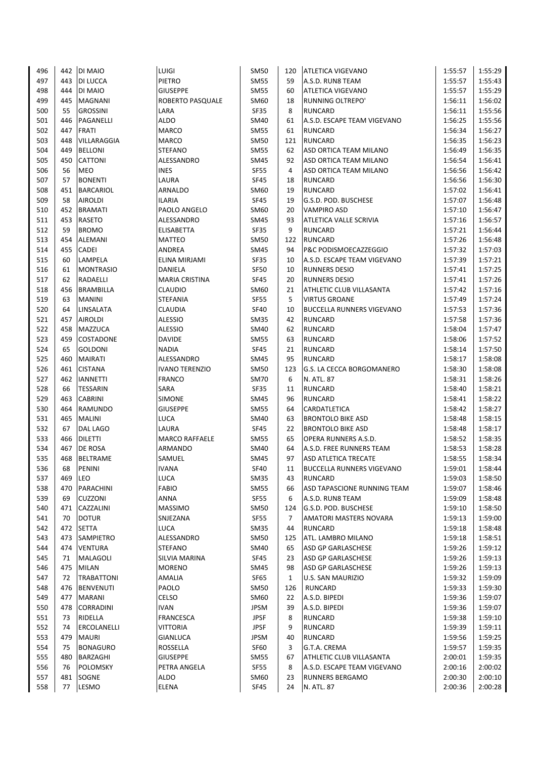| | | | | | | | | |
|---|---|---|---|---|---|---|---|---|
| 496 | 442 | DI MAIO | LUIGI | SM50 | 120 | ATLETICA VIGEVANO | 1:55:57 | 1:55:29 |
| 497 | 443 | DI LUCCA | PIETRO | SM55 | 59 | A.S.D. RUN8 TEAM | 1:55:57 | 1:55:43 |
| 498 | 444 | DI MAIO | GIUSEPPE | SM55 | 60 | ATLETICA VIGEVANO | 1:55:57 | 1:55:29 |
| 499 | 445 | MAGNANI | ROBERTO PASQUALE | SM60 | 18 | RUNNING OLTREPO' | 1:56:11 | 1:56:02 |
| 500 | 55 | GROSSINI | LARA | SF35 | 8 | RUNCARD | 1:56:11 | 1:55:56 |
| 501 | 446 | PAGANELLI | ALDO | SM40 | 61 | A.S.D. ESCAPE TEAM VIGEVANO | 1:56:25 | 1:55:56 |
| 502 | 447 | FRATI | MARCO | SM55 | 61 | RUNCARD | 1:56:34 | 1:56:27 |
| 503 | 448 | VILLARAGGIA | MARCO | SM50 | 121 | RUNCARD | 1:56:35 | 1:56:23 |
| 504 | 449 | BELLONI | STEFANO | SM55 | 62 | ASD ORTICA TEAM MILANO | 1:56:49 | 1:56:35 |
| 505 | 450 | CATTONI | ALESSANDRO | SM45 | 92 | ASD ORTICA TEAM MILANO | 1:56:54 | 1:56:41 |
| 506 | 56 | MEO | INES | SF55 | 4 | ASD ORTICA TEAM MILANO | 1:56:56 | 1:56:42 |
| 507 | 57 | BONENTI | LAURA | SF45 | 18 | RUNCARD | 1:56:56 | 1:56:30 |
| 508 | 451 | BARCARIOL | ARNALDO | SM60 | 19 | RUNCARD | 1:57:02 | 1:56:41 |
| 509 | 58 | AIROLDI | ILARIA | SF45 | 19 | G.S.D. POD. BUSCHESE | 1:57:07 | 1:56:48 |
| 510 | 452 | BRAMATI | PAOLO ANGELO | SM60 | 20 | VAMPIRO ASD | 1:57:10 | 1:56:47 |
| 511 | 453 | RASETO | ALESSANDRO | SM45 | 93 | ATLETICA VALLE SCRIVIA | 1:57:16 | 1:56:57 |
| 512 | 59 | BROMO | ELISABETTA | SF35 | 9 | RUNCARD | 1:57:21 | 1:56:44 |
| 513 | 454 | ALEMANI | MATTEO | SM50 | 122 | RUNCARD | 1:57:26 | 1:56:48 |
| 514 | 455 | CADEI | ANDREA | SM45 | 94 | P&C PODISMOECAZZEGGIO | 1:57:32 | 1:57:03 |
| 515 | 60 | LAMPELA | ELINA MIRJAMI | SF35 | 10 | A.S.D. ESCAPE TEAM VIGEVANO | 1:57:39 | 1:57:21 |
| 516 | 61 | MONTRASIO | DANIELA | SF50 | 10 | RUNNERS DESIO | 1:57:41 | 1:57:25 |
| 517 | 62 | RADAELLI | MARIA CRISTINA | SF45 | 20 | RUNNERS DESIO | 1:57:41 | 1:57:26 |
| 518 | 456 | BRAMBILLA | CLAUDIO | SM60 | 21 | ATHLETIC CLUB VILLASANTA | 1:57:42 | 1:57:16 |
| 519 | 63 | MANINI | STEFANIA | SF55 | 5 | VIRTUS GROANE | 1:57:49 | 1:57:24 |
| 520 | 64 | LINSALATA | CLAUDIA | SF40 | 10 | BUCCELLA RUNNERS VIGEVANO | 1:57:53 | 1:57:36 |
| 521 | 457 | AIROLDI | ALESSIO | SM35 | 42 | RUNCARD | 1:57:58 | 1:57:36 |
| 522 | 458 | MAZZUCA | ALESSIO | SM40 | 62 | RUNCARD | 1:58:04 | 1:57:47 |
| 523 | 459 | COSTADONE | DAVIDE | SM55 | 63 | RUNCARD | 1:58:06 | 1:57:52 |
| 524 | 65 | GOLDONI | NADIA | SF45 | 21 | RUNCARD | 1:58:14 | 1:57:50 |
| 525 | 460 | MAIRATI | ALESSANDRO | SM45 | 95 | RUNCARD | 1:58:17 | 1:58:08 |
| 526 | 461 | CISTANA | IVANO TERENZIO | SM50 | 123 | G.S. LA CECCA BORGOMANERO | 1:58:30 | 1:58:08 |
| 527 | 462 | IANNETTI | FRANCO | SM70 | 6 | N. ATL. 87 | 1:58:31 | 1:58:26 |
| 528 | 66 | TESSARIN | SARA | SF35 | 11 | RUNCARD | 1:58:40 | 1:58:21 |
| 529 | 463 | CABRINI | SIMONE | SM45 | 96 | RUNCARD | 1:58:41 | 1:58:22 |
| 530 | 464 | RAMUNDO | GIUSEPPE | SM55 | 64 | CARDATLETICA | 1:58:42 | 1:58:27 |
| 531 | 465 | MALINI | LUCA | SM40 | 63 | BRONTOLO BIKE ASD | 1:58:48 | 1:58:15 |
| 532 | 67 | DAL LAGO | LAURA | SF45 | 22 | BRONTOLO BIKE ASD | 1:58:48 | 1:58:17 |
| 533 | 466 | DILETTI | MARCO RAFFAELE | SM55 | 65 | OPERA RUNNERS A.S.D. | 1:58:52 | 1:58:35 |
| 534 | 467 | DE ROSA | ARMANDO | SM40 | 64 | A.S.D. FREE RUNNERS TEAM | 1:58:53 | 1:58:28 |
| 535 | 468 | BELTRAME | SAMUEL | SM45 | 97 | ASD ATLETICA TRECATE | 1:58:55 | 1:58:34 |
| 536 | 68 | PENINI | IVANA | SF40 | 11 | BUCCELLA RUNNERS VIGEVANO | 1:59:01 | 1:58:44 |
| 537 | 469 | LEO | LUCA | SM35 | 43 | RUNCARD | 1:59:03 | 1:58:50 |
| 538 | 470 | PARACHINI | FABIO | SM55 | 66 | ASD TAPASCIONE RUNNING TEAM | 1:59:07 | 1:58:46 |
| 539 | 69 | CUZZONI | ANNA | SF55 | 6 | A.S.D. RUN8 TEAM | 1:59:09 | 1:58:48 |
| 540 | 471 | CAZZALINI | MASSIMO | SM50 | 124 | G.S.D. POD. BUSCHESE | 1:59:10 | 1:58:50 |
| 541 | 70 | DOTUR | SNJEZANA | SF55 | 7 | AMATORI MASTERS NOVARA | 1:59:13 | 1:59:00 |
| 542 | 472 | SETTA | LUCA | SM35 | 44 | RUNCARD | 1:59:18 | 1:58:48 |
| 543 | 473 | SAMPIETRO | ALESSANDRO | SM50 | 125 | ATL. LAMBRO MILANO | 1:59:18 | 1:58:51 |
| 544 | 474 | VENTURA | STEFANO | SM40 | 65 | ASD GP GARLASCHESE | 1:59:26 | 1:59:12 |
| 545 | 71 | MALAGOLI | SILVIA MARINA | SF45 | 23 | ASD GP GARLASCHESE | 1:59:26 | 1:59:13 |
| 546 | 475 | MILAN | MORENO | SM45 | 98 | ASD GP GARLASCHESE | 1:59:26 | 1:59:13 |
| 547 | 72 | TRABATTONI | AMALIA | SF65 | 1 | U.S. SAN MAURIZIO | 1:59:32 | 1:59:09 |
| 548 | 476 | BENVENUTI | PAOLO | SM50 | 126 | RUNCARD | 1:59:33 | 1:59:30 |
| 549 | 477 | MARANI | CELSO | SM60 | 22 | A.S.D. BIPEDI | 1:59:36 | 1:59:07 |
| 550 | 478 | CORRADINI | IVAN | JPSM | 39 | A.S.D. BIPEDI | 1:59:36 | 1:59:07 |
| 551 | 73 | RIDELLA | FRANCESCA | JPSF | 8 | RUNCARD | 1:59:38 | 1:59:10 |
| 552 | 74 | ERCOLANELLI | VITTORIA | JPSF | 9 | RUNCARD | 1:59:39 | 1:59:11 |
| 553 | 479 | MAURI | GIANLUCA | JPSM | 40 | RUNCARD | 1:59:56 | 1:59:25 |
| 554 | 75 | BONAGURO | ROSSELLA | SF60 | 3 | G.T.A. CREMA | 1:59:57 | 1:59:35 |
| 555 | 480 | BARZAGHI | GIUSEPPE | SM55 | 67 | ATHLETIC CLUB VILLASANTA | 2:00:01 | 1:59:35 |
| 556 | 76 | POLOMSKY | PETRA ANGELA | SF55 | 8 | A.S.D. ESCAPE TEAM VIGEVANO | 2:00:16 | 2:00:02 |
| 557 | 481 | SOGNE | ALDO | SM60 | 23 | RUNNERS BERGAMO | 2:00:30 | 2:00:10 |
| 558 | 77 | LESMO | ELENA | SF45 | 24 | N. ATL. 87 | 2:00:36 | 2:00:28 |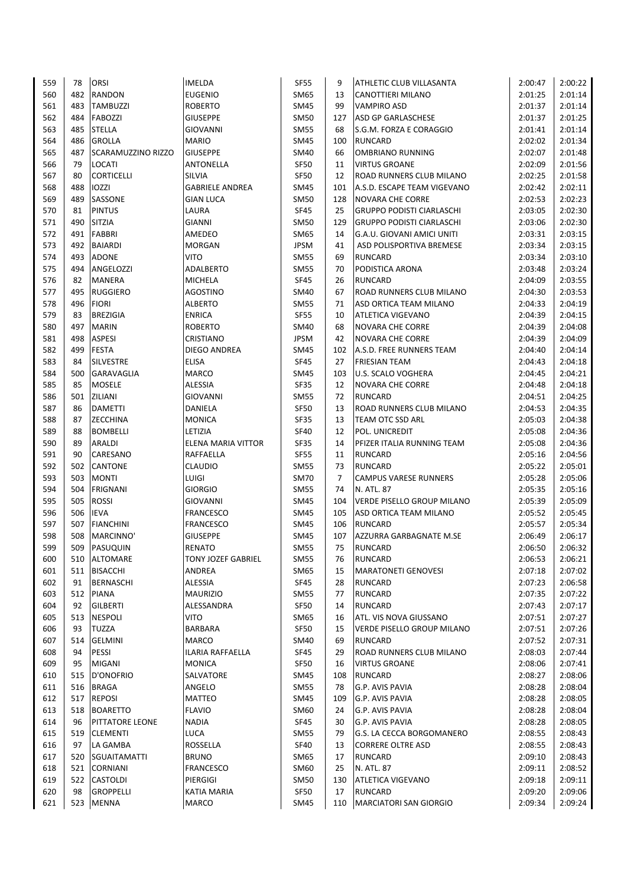| | | | | | | | | |
|---|---|---|---|---|---|---|---|---|
| 559 | 78 | ORSI | IMELDA | SF55 | 9 | ATHLETIC CLUB VILLASANTA | 2:00:47 | 2:00:22 |
| 560 | 482 | RANDON | EUGENIO | SM65 | 13 | CANOTTIERI MILANO | 2:01:25 | 2:01:14 |
| 561 | 483 | TAMBUZZI | ROBERTO | SM45 | 99 | VAMPIRO ASD | 2:01:37 | 2:01:14 |
| 562 | 484 | FABOZZI | GIUSEPPE | SM50 | 127 | ASD GP GARLASCHESE | 2:01:37 | 2:01:25 |
| 563 | 485 | STELLA | GIOVANNI | SM55 | 68 | S.G.M. FORZA E CORAGGIO | 2:01:41 | 2:01:14 |
| 564 | 486 | GROLLA | MARIO | SM45 | 100 | RUNCARD | 2:02:02 | 2:01:34 |
| 565 | 487 | SCARAMUZZINO RIZZO | GIUSEPPE | SM40 | 66 | OMBRIANO RUNNING | 2:02:07 | 2:01:48 |
| 566 | 79 | LOCATI | ANTONELLA | SF50 | 11 | VIRTUS GROANE | 2:02:09 | 2:01:56 |
| 567 | 80 | CORTICELLI | SILVIA | SF50 | 12 | ROAD RUNNERS CLUB MILANO | 2:02:25 | 2:01:58 |
| 568 | 488 | IOZZI | GABRIELE ANDREA | SM45 | 101 | A.S.D. ESCAPE TEAM VIGEVANO | 2:02:42 | 2:02:11 |
| 569 | 489 | SASSONE | GIAN LUCA | SM50 | 128 | NOVARA CHE CORRE | 2:02:53 | 2:02:23 |
| 570 | 81 | PINTUS | LAURA | SF45 | 25 | GRUPPO PODISTI CIARLASCHI | 2:03:05 | 2:02:30 |
| 571 | 490 | SITZIA | GIANNI | SM50 | 129 | GRUPPO PODISTI CIARLASCHI | 2:03:06 | 2:02:30 |
| 572 | 491 | FABBRI | AMEDEO | SM65 | 14 | G.A.U. GIOVANI AMICI UNITI | 2:03:31 | 2:03:15 |
| 573 | 492 | BAIARDI | MORGAN | JPSM | 41 | ASD POLISPORTIVA BREMESE | 2:03:34 | 2:03:15 |
| 574 | 493 | ADONE | VITO | SM55 | 69 | RUNCARD | 2:03:34 | 2:03:10 |
| 575 | 494 | ANGELOZZI | ADALBERTO | SM55 | 70 | PODISTICA ARONA | 2:03:48 | 2:03:24 |
| 576 | 82 | MANERA | MICHELA | SF45 | 26 | RUNCARD | 2:04:09 | 2:03:55 |
| 577 | 495 | RUGGIERO | AGOSTINO | SM40 | 67 | ROAD RUNNERS CLUB MILANO | 2:04:30 | 2:03:53 |
| 578 | 496 | FIORI | ALBERTO | SM55 | 71 | ASD ORTICA TEAM MILANO | 2:04:33 | 2:04:19 |
| 579 | 83 | BREZIGIA | ENRICA | SF55 | 10 | ATLETICA VIGEVANO | 2:04:39 | 2:04:15 |
| 580 | 497 | MARIN | ROBERTO | SM40 | 68 | NOVARA CHE CORRE | 2:04:39 | 2:04:08 |
| 581 | 498 | ASPESI | CRISTIANO | JPSM | 42 | NOVARA CHE CORRE | 2:04:39 | 2:04:09 |
| 582 | 499 | FESTA | DIEGO ANDREA | SM45 | 102 | A.S.D. FREE RUNNERS TEAM | 2:04:40 | 2:04:14 |
| 583 | 84 | SILVESTRE | ELISA | SF45 | 27 | FRIESIAN TEAM | 2:04:43 | 2:04:18 |
| 584 | 500 | GARAVAGLIA | MARCO | SM45 | 103 | U.S. SCALO VOGHERA | 2:04:45 | 2:04:21 |
| 585 | 85 | MOSELE | ALESSIA | SF35 | 12 | NOVARA CHE CORRE | 2:04:48 | 2:04:18 |
| 586 | 501 | ZILIANI | GIOVANNI | SM55 | 72 | RUNCARD | 2:04:51 | 2:04:25 |
| 587 | 86 | DAMETTI | DANIELA | SF50 | 13 | ROAD RUNNERS CLUB MILANO | 2:04:53 | 2:04:35 |
| 588 | 87 | ZECCHINA | MONICA | SF35 | 13 | TEAM OTC SSD ARL | 2:05:03 | 2:04:38 |
| 589 | 88 | BOMBELLI | LETIZIA | SF40 | 12 | POL. UNICREDIT | 2:05:08 | 2:04:36 |
| 590 | 89 | ARALDI | ELENA MARIA VITTOR | SF35 | 14 | PFIZER ITALIA RUNNING TEAM | 2:05:08 | 2:04:36 |
| 591 | 90 | CARESANO | RAFFAELLA | SF55 | 11 | RUNCARD | 2:05:16 | 2:04:56 |
| 592 | 502 | CANTONE | CLAUDIO | SM55 | 73 | RUNCARD | 2:05:22 | 2:05:01 |
| 593 | 503 | MONTI | LUIGI | SM70 | 7 | CAMPUS VARESE RUNNERS | 2:05:28 | 2:05:06 |
| 594 | 504 | FRIGNANI | GIORGIO | SM55 | 74 | N. ATL. 87 | 2:05:35 | 2:05:16 |
| 595 | 505 | ROSSI | GIOVANNI | SM45 | 104 | VERDE PISELLO GROUP MILANO | 2:05:39 | 2:05:09 |
| 596 | 506 | IEVA | FRANCESCO | SM45 | 105 | ASD ORTICA TEAM MILANO | 2:05:52 | 2:05:45 |
| 597 | 507 | FIANCHINI | FRANCESCO | SM45 | 106 | RUNCARD | 2:05:57 | 2:05:34 |
| 598 | 508 | MARCINNO' | GIUSEPPE | SM45 | 107 | AZZURRA GARBAGNATE M.SE | 2:06:49 | 2:06:17 |
| 599 | 509 | PASUQUIN | RENATO | SM55 | 75 | RUNCARD | 2:06:50 | 2:06:32 |
| 600 | 510 | ALTOMARE | TONY JOZEF GABRIEL | SM55 | 76 | RUNCARD | 2:06:53 | 2:06:21 |
| 601 | 511 | BISACCHI | ANDREA | SM65 | 15 | MARATONETI GENOVESI | 2:07:18 | 2:07:02 |
| 602 | 91 | BERNASCHI | ALESSIA | SF45 | 28 | RUNCARD | 2:07:23 | 2:06:58 |
| 603 | 512 | PIANA | MAURIZIO | SM55 | 77 | RUNCARD | 2:07:35 | 2:07:22 |
| 604 | 92 | GILBERTI | ALESSANDRA | SF50 | 14 | RUNCARD | 2:07:43 | 2:07:17 |
| 605 | 513 | NESPOLI | VITO | SM65 | 16 | ATL. VIS NOVA GIUSSANO | 2:07:51 | 2:07:27 |
| 606 | 93 | TUZZA | BARBARA | SF50 | 15 | VERDE PISELLO GROUP MILANO | 2:07:51 | 2:07:26 |
| 607 | 514 | GELMINI | MARCO | SM40 | 69 | RUNCARD | 2:07:52 | 2:07:31 |
| 608 | 94 | PESSI | ILARIA RAFFAELLA | SF45 | 29 | ROAD RUNNERS CLUB MILANO | 2:08:03 | 2:07:44 |
| 609 | 95 | MIGANI | MONICA | SF50 | 16 | VIRTUS GROANE | 2:08:06 | 2:07:41 |
| 610 | 515 | D'ONOFRIO | SALVATORE | SM45 | 108 | RUNCARD | 2:08:27 | 2:08:06 |
| 611 | 516 | BRAGA | ANGELO | SM55 | 78 | G.P. AVIS PAVIA | 2:08:28 | 2:08:04 |
| 612 | 517 | REPOSI | MATTEO | SM45 | 109 | G.P. AVIS PAVIA | 2:08:28 | 2:08:05 |
| 613 | 518 | BOARETTO | FLAVIO | SM60 | 24 | G.P. AVIS PAVIA | 2:08:28 | 2:08:04 |
| 614 | 96 | PITTATORE LEONE | NADIA | SF45 | 30 | G.P. AVIS PAVIA | 2:08:28 | 2:08:05 |
| 615 | 519 | CLEMENTI | LUCA | SM55 | 79 | G.S. LA CECCA BORGOMANERO | 2:08:55 | 2:08:43 |
| 616 | 97 | LA GAMBA | ROSSELLA | SF40 | 13 | CORRERE OLTRE ASD | 2:08:55 | 2:08:43 |
| 617 | 520 | SGUAITAMATTI | BRUNO | SM65 | 17 | RUNCARD | 2:09:10 | 2:08:43 |
| 618 | 521 | CORNIANI | FRANCESCO | SM60 | 25 | N. ATL. 87 | 2:09:11 | 2:08:52 |
| 619 | 522 | CASTOLDI | PIERGIGI | SM50 | 130 | ATLETICA VIGEVANO | 2:09:18 | 2:09:11 |
| 620 | 98 | GROPPELLI | KATIA MARIA | SF50 | 17 | RUNCARD | 2:09:20 | 2:09:06 |
| 621 | 523 | MENNA | MARCO | SM45 | 110 | MARCIATORI SAN GIORGIO | 2:09:34 | 2:09:24 |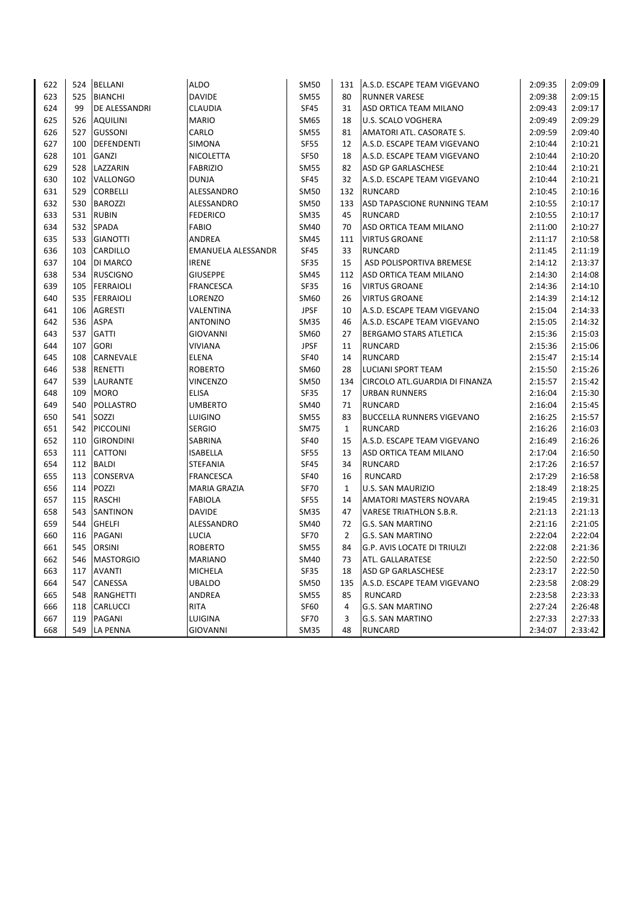| | | | | | | | | |
|---|---|---|---|---|---|---|---|---|
| 622 | 524 | BELLANI | ALDO | SM50 | 131 | A.S.D. ESCAPE TEAM VIGEVANO | 2:09:35 | 2:09:09 |
| 623 | 525 | BIANCHI | DAVIDE | SM55 | 80 | RUNNER VARESE | 2:09:38 | 2:09:15 |
| 624 | 99 | DE ALESSANDRI | CLAUDIA | SF45 | 31 | ASD ORTICA TEAM MILANO | 2:09:43 | 2:09:17 |
| 625 | 526 | AQUILINI | MARIO | SM65 | 18 | U.S. SCALO VOGHERA | 2:09:49 | 2:09:29 |
| 626 | 527 | GUSSONI | CARLO | SM55 | 81 | AMATORI ATL. CASORATE S. | 2:09:59 | 2:09:40 |
| 627 | 100 | DEFENDENTI | SIMONA | SF55 | 12 | A.S.D. ESCAPE TEAM VIGEVANO | 2:10:44 | 2:10:21 |
| 628 | 101 | GANZI | NICOLETTA | SF50 | 18 | A.S.D. ESCAPE TEAM VIGEVANO | 2:10:44 | 2:10:20 |
| 629 | 528 | LAZZARIN | FABRIZIO | SM55 | 82 | ASD GP GARLASCHESE | 2:10:44 | 2:10:21 |
| 630 | 102 | VALLONGO | DUNJA | SF45 | 32 | A.S.D. ESCAPE TEAM VIGEVANO | 2:10:44 | 2:10:21 |
| 631 | 529 | CORBELLI | ALESSANDRO | SM50 | 132 | RUNCARD | 2:10:45 | 2:10:16 |
| 632 | 530 | BAROZZI | ALESSANDRO | SM50 | 133 | ASD TAPASCIONE RUNNING TEAM | 2:10:55 | 2:10:17 |
| 633 | 531 | RUBIN | FEDERICO | SM35 | 45 | RUNCARD | 2:10:55 | 2:10:17 |
| 634 | 532 | SPADA | FABIO | SM40 | 70 | ASD ORTICA TEAM MILANO | 2:11:00 | 2:10:27 |
| 635 | 533 | GIANOTTI | ANDREA | SM45 | 111 | VIRTUS GROANE | 2:11:17 | 2:10:58 |
| 636 | 103 | CARDILLO | EMANUELA ALESSANDR | SF45 | 33 | RUNCARD | 2:11:45 | 2:11:19 |
| 637 | 104 | DI MARCO | IRENE | SF35 | 15 | ASD POLISPORTIVA BREMESE | 2:14:12 | 2:13:37 |
| 638 | 534 | RUSCIGNO | GIUSEPPE | SM45 | 112 | ASD ORTICA TEAM MILANO | 2:14:30 | 2:14:08 |
| 639 | 105 | FERRAIOLI | FRANCESCA | SF35 | 16 | VIRTUS GROANE | 2:14:36 | 2:14:10 |
| 640 | 535 | FERRAIOLI | LORENZO | SM60 | 26 | VIRTUS GROANE | 2:14:39 | 2:14:12 |
| 641 | 106 | AGRESTI | VALENTINA | JPSF | 10 | A.S.D. ESCAPE TEAM VIGEVANO | 2:15:04 | 2:14:33 |
| 642 | 536 | ASPA | ANTONINO | SM35 | 46 | A.S.D. ESCAPE TEAM VIGEVANO | 2:15:05 | 2:14:32 |
| 643 | 537 | GATTI | GIOVANNI | SM60 | 27 | BERGAMO STARS ATLETICA | 2:15:36 | 2:15:03 |
| 644 | 107 | GORI | VIVIANA | JPSF | 11 | RUNCARD | 2:15:36 | 2:15:06 |
| 645 | 108 | CARNEVALE | ELENA | SF40 | 14 | RUNCARD | 2:15:47 | 2:15:14 |
| 646 | 538 | RENETTI | ROBERTO | SM60 | 28 | LUCIANI SPORT TEAM | 2:15:50 | 2:15:26 |
| 647 | 539 | LAURANTE | VINCENZO | SM50 | 134 | CIRCOLO ATL.GUARDIA DI FINANZA | 2:15:57 | 2:15:42 |
| 648 | 109 | MORO | ELISA | SF35 | 17 | URBAN RUNNERS | 2:16:04 | 2:15:30 |
| 649 | 540 | POLLASTRO | UMBERTO | SM40 | 71 | RUNCARD | 2:16:04 | 2:15:45 |
| 650 | 541 | SOZZI | LUIGINO | SM55 | 83 | BUCCELLA RUNNERS VIGEVANO | 2:16:25 | 2:15:57 |
| 651 | 542 | PICCOLINI | SERGIO | SM75 | 1 | RUNCARD | 2:16:26 | 2:16:03 |
| 652 | 110 | GIRONDINI | SABRINA | SF40 | 15 | A.S.D. ESCAPE TEAM VIGEVANO | 2:16:49 | 2:16:26 |
| 653 | 111 | CATTONI | ISABELLA | SF55 | 13 | ASD ORTICA TEAM MILANO | 2:17:04 | 2:16:50 |
| 654 | 112 | BALDI | STEFANIA | SF45 | 34 | RUNCARD | 2:17:26 | 2:16:57 |
| 655 | 113 | CONSERVA | FRANCESCA | SF40 | 16 | RUNCARD | 2:17:29 | 2:16:58 |
| 656 | 114 | POZZI | MARIA GRAZIA | SF70 | 1 | U.S. SAN MAURIZIO | 2:18:49 | 2:18:25 |
| 657 | 115 | RASCHI | FABIOLA | SF55 | 14 | AMATORI MASTERS NOVARA | 2:19:45 | 2:19:31 |
| 658 | 543 | SANTINON | DAVIDE | SM35 | 47 | VARESE TRIATHLON S.B.R. | 2:21:13 | 2:21:13 |
| 659 | 544 | GHELFI | ALESSANDRO | SM40 | 72 | G.S. SAN MARTINO | 2:21:16 | 2:21:05 |
| 660 | 116 | PAGANI | LUCIA | SF70 | 2 | G.S. SAN MARTINO | 2:22:04 | 2:22:04 |
| 661 | 545 | ORSINI | ROBERTO | SM55 | 84 | G.P. AVIS LOCATE DI TRIULZI | 2:22:08 | 2:21:36 |
| 662 | 546 | MASTORGIO | MARIANO | SM40 | 73 | ATL. GALLARATESE | 2:22:50 | 2:22:50 |
| 663 | 117 | AVANTI | MICHELA | SF35 | 18 | ASD GP GARLASCHESE | 2:23:17 | 2:22:50 |
| 664 | 547 | CANESSA | UBALDO | SM50 | 135 | A.S.D. ESCAPE TEAM VIGEVANO | 2:23:58 | 2:08:29 |
| 665 | 548 | RANGHETTI | ANDREA | SM55 | 85 | RUNCARD | 2:23:58 | 2:23:33 |
| 666 | 118 | CARLUCCI | RITA | SF60 | 4 | G.S. SAN MARTINO | 2:27:24 | 2:26:48 |
| 667 | 119 | PAGANI | LUIGINA | SF70 | 3 | G.S. SAN MARTINO | 2:27:33 | 2:27:33 |
| 668 | 549 | LA PENNA | GIOVANNI | SM35 | 48 | RUNCARD | 2:34:07 | 2:33:42 |